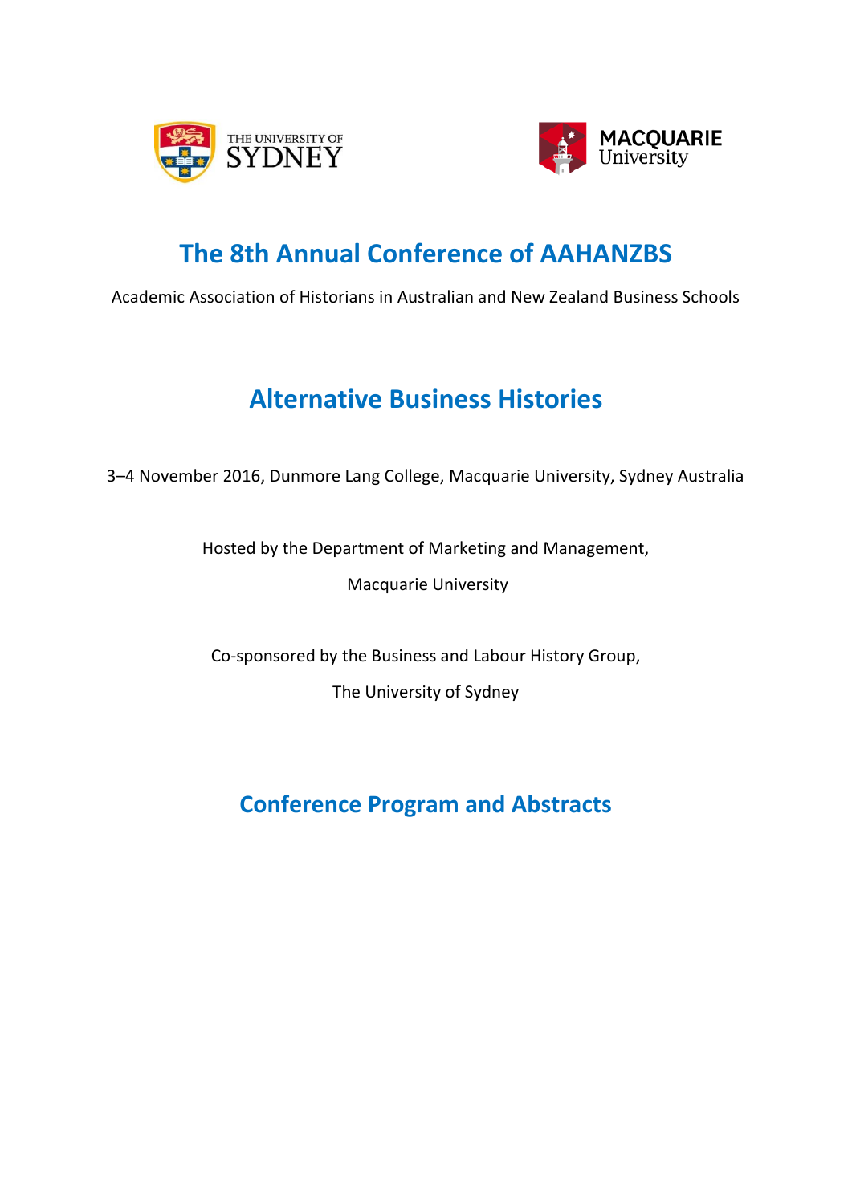THE UNIVERSITY OF SYDNEY

MACQUARIE University

# The 8th Annual Conference of AAHANZBS

Academic Association of Historians in Australian and New Zealand Business Schools

# Alternative Business Histories

3–4 November 2016, Dunmore Lang College, Macquarie University, Sydney Australia

Hosted by the Department of Marketing and Management,

Macquarie University

Co-sponsored by the Business and Labour History Group,

The University of Sydney

## Conference Program and Abstracts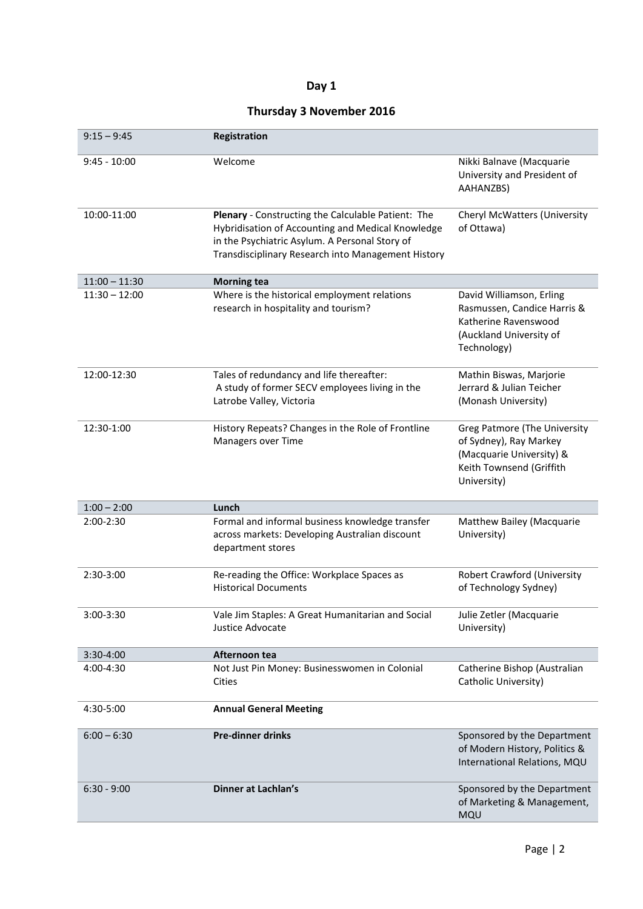# Day 1

## Thursday 3 November 2016

| Time | Session | Presenter(s) |
|---|---|---|
| 9:15 – 9:45 | **Registration** | |
| 9:45 - 10:00 | Welcome | Nikki Balnave (Macquarie University and President of AAHANZBS) |
| 10:00-11:00 | **Plenary** - Constructing the Calculable Patient: The Hybridisation of Accounting and Medical Knowledge in the Psychiatric Asylum. A Personal Story of Transdisciplinary Research into Management History | Cheryl McWatters (University of Ottawa) |
| 11:00 – 11:30 | **Morning tea** | |
| 11:30 – 12:00 | Where is the historical employment relations research in hospitality and tourism? | David Williamson, Erling Rasmussen, Candice Harris & Katherine Ravenswood (Auckland University of Technology) |
| 12:00-12:30 | Tales of redundancy and life thereafter: A study of former SECV employees living in the Latrobe Valley, Victoria | Mathin Biswas, Marjorie Jerrard & Julian Teicher (Monash University) |
| 12:30-1:00 | History Repeats? Changes in the Role of Frontline Managers over Time | Greg Patmore (The University of Sydney), Ray Markey (Macquarie University) & Keith Townsend (Griffith University) |
| 1:00 – 2:00 | **Lunch** | |
| 2:00-2:30 | Formal and informal business knowledge transfer across markets: Developing Australian discount department stores | Matthew Bailey (Macquarie University) |
| 2:30-3:00 | Re-reading the Office: Workplace Spaces as Historical Documents | Robert Crawford (University of Technology Sydney) |
| 3:00-3:30 | Vale Jim Staples: A Great Humanitarian and Social Justice Advocate | Julie Zetler (Macquarie University) |
| 3:30-4:00 | **Afternoon tea** | |
| 4:00-4:30 | Not Just Pin Money: Businesswomen in Colonial Cities | Catherine Bishop (Australian Catholic University) |
| 4:30-5:00 | **Annual General Meeting** | |
| 6:00 – 6:30 | **Pre-dinner drinks** | Sponsored by the Department of Modern History, Politics & International Relations, MQU |
| 6:30 - 9:00 | **Dinner at Lachlan's** | Sponsored by the Department of Marketing & Management, MQU |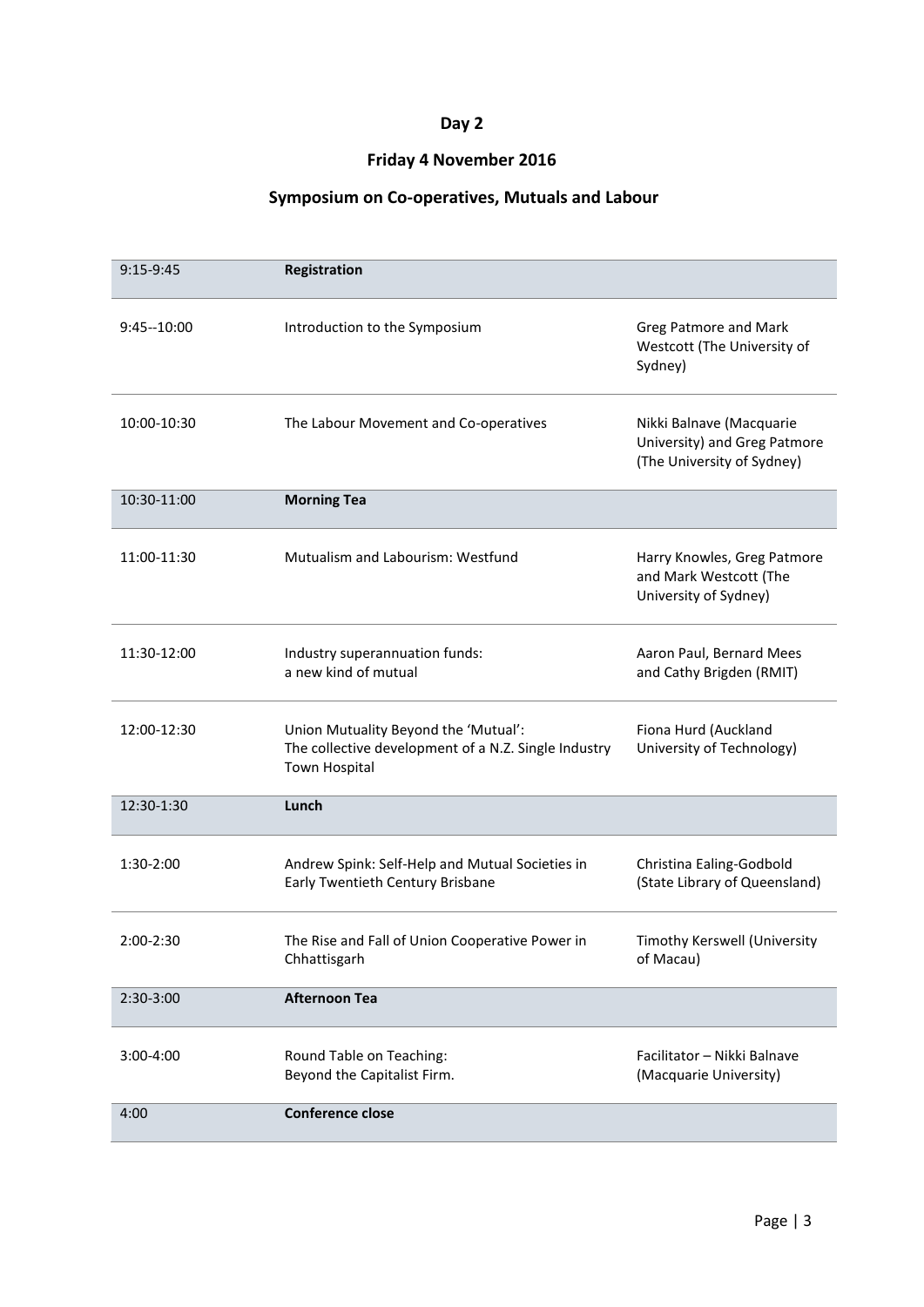# Day 2

## Friday 4 November 2016

## Symposium on Co-operatives, Mutuals and Labour

| | | |
|---|---|---|
| 9:15-9:45 | **Registration** | |
| 9:45--10:00 | Introduction to the Symposium | Greg Patmore and Mark Westcott (The University of Sydney) |
| 10:00-10:30 | The Labour Movement and Co-operatives | Nikki Balnave (Macquarie University) and Greg Patmore (The University of Sydney) |
| 10:30-11:00 | **Morning Tea** | |
| 11:00-11:30 | Mutualism and Labourism: Westfund | Harry Knowles, Greg Patmore and Mark Westcott (The University of Sydney) |
| 11:30-12:00 | Industry superannuation funds: a new kind of mutual | Aaron Paul, Bernard Mees and Cathy Brigden (RMIT) |
| 12:00-12:30 | Union Mutuality Beyond the 'Mutual': The collective development of a N.Z. Single Industry Town Hospital | Fiona Hurd (Auckland University of Technology) |
| 12:30-1:30 | **Lunch** | |
| 1:30-2:00 | Andrew Spink: Self-Help and Mutual Societies in Early Twentieth Century Brisbane | Christina Ealing-Godbold (State Library of Queensland) |
| 2:00-2:30 | The Rise and Fall of Union Cooperative Power in Chhattisgarh | Timothy Kerswell (University of Macau) |
| 2:30-3:00 | **Afternoon Tea** | |
| 3:00-4:00 | Round Table on Teaching: Beyond the Capitalist Firm. | Facilitator – Nikki Balnave (Macquarie University) |
| 4:00 | **Conference close** | |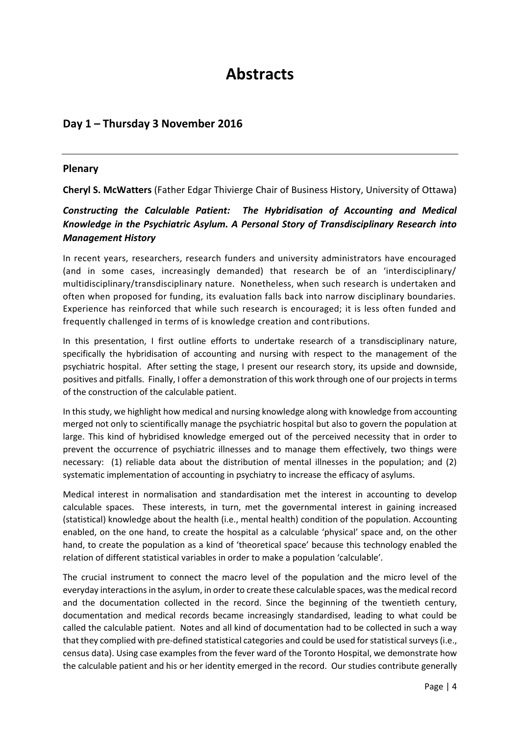# Abstracts

## Day 1 – Thursday 3 November 2016

### Plenary

**Cheryl S. McWatters** (Father Edgar Thivierge Chair of Business History, University of Ottawa)

***Constructing the Calculable Patient: The Hybridisation of Accounting and Medical Knowledge in the Psychiatric Asylum. A Personal Story of Transdisciplinary Research into Management History***

In recent years, researchers, research funders and university administrators have encouraged (and in some cases, increasingly demanded) that research be of an 'interdisciplinary/ multidisciplinary/transdisciplinary nature. Nonetheless, when such research is undertaken and often when proposed for funding, its evaluation falls back into narrow disciplinary boundaries. Experience has reinforced that while such research is encouraged; it is less often funded and frequently challenged in terms of is knowledge creation and contributions.

In this presentation, I first outline efforts to undertake research of a transdisciplinary nature, specifically the hybridisation of accounting and nursing with respect to the management of the psychiatric hospital. After setting the stage, I present our research story, its upside and downside, positives and pitfalls. Finally, I offer a demonstration of this work through one of our projects in terms of the construction of the calculable patient.

In this study, we highlight how medical and nursing knowledge along with knowledge from accounting merged not only to scientifically manage the psychiatric hospital but also to govern the population at large. This kind of hybridised knowledge emerged out of the perceived necessity that in order to prevent the occurrence of psychiatric illnesses and to manage them effectively, two things were necessary: (1) reliable data about the distribution of mental illnesses in the population; and (2) systematic implementation of accounting in psychiatry to increase the efficacy of asylums.

Medical interest in normalisation and standardisation met the interest in accounting to develop calculable spaces. These interests, in turn, met the governmental interest in gaining increased (statistical) knowledge about the health (i.e., mental health) condition of the population. Accounting enabled, on the one hand, to create the hospital as a calculable 'physical' space and, on the other hand, to create the population as a kind of 'theoretical space' because this technology enabled the relation of different statistical variables in order to make a population 'calculable'.

The crucial instrument to connect the macro level of the population and the micro level of the everyday interactions in the asylum, in order to create these calculable spaces, was the medical record and the documentation collected in the record. Since the beginning of the twentieth century, documentation and medical records became increasingly standardised, leading to what could be called the calculable patient. Notes and all kind of documentation had to be collected in such a way that they complied with pre-defined statistical categories and could be used for statistical surveys (i.e., census data). Using case examples from the fever ward of the Toronto Hospital, we demonstrate how the calculable patient and his or her identity emerged in the record. Our studies contribute generally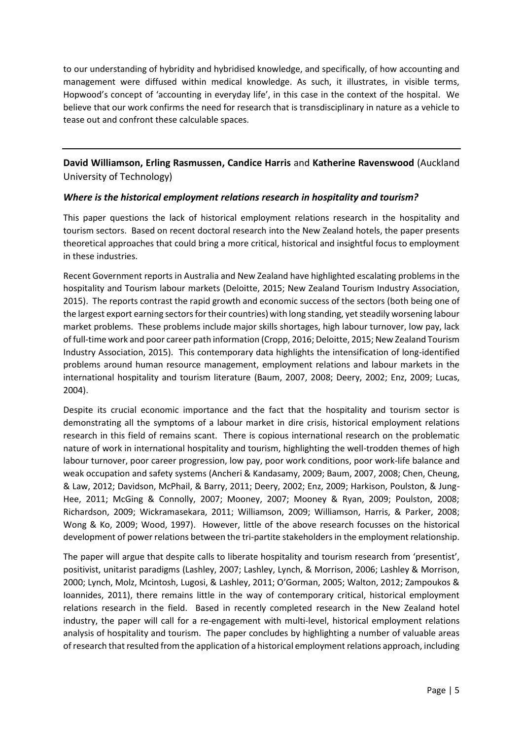to our understanding of hybridity and hybridised knowledge, and specifically, of how accounting and management were diffused within medical knowledge. As such, it illustrates, in visible terms, Hopwood's concept of 'accounting in everyday life', in this case in the context of the hospital. We believe that our work confirms the need for research that is transdisciplinary in nature as a vehicle to tease out and confront these calculable spaces.

---

**David Williamson, Erling Rasmussen, Candice Harris** and **Katherine Ravenswood** (Auckland University of Technology)

### *Where is the historical employment relations research in hospitality and tourism?*

This paper questions the lack of historical employment relations research in the hospitality and tourism sectors. Based on recent doctoral research into the New Zealand hotels, the paper presents theoretical approaches that could bring a more critical, historical and insightful focus to employment in these industries.

Recent Government reports in Australia and New Zealand have highlighted escalating problems in the hospitality and Tourism labour markets (Deloitte, 2015; New Zealand Tourism Industry Association, 2015). The reports contrast the rapid growth and economic success of the sectors (both being one of the largest export earning sectors for their countries) with long standing, yet steadily worsening labour market problems. These problems include major skills shortages, high labour turnover, low pay, lack of full-time work and poor career path information (Cropp, 2016; Deloitte, 2015; New Zealand Tourism Industry Association, 2015). This contemporary data highlights the intensification of long-identified problems around human resource management, employment relations and labour markets in the international hospitality and tourism literature (Baum, 2007, 2008; Deery, 2002; Enz, 2009; Lucas, 2004).

Despite its crucial economic importance and the fact that the hospitality and tourism sector is demonstrating all the symptoms of a labour market in dire crisis, historical employment relations research in this field of remains scant. There is copious international research on the problematic nature of work in international hospitality and tourism, highlighting the well-trodden themes of high labour turnover, poor career progression, low pay, poor work conditions, poor work-life balance and weak occupation and safety systems (Ancheri & Kandasamy, 2009; Baum, 2007, 2008; Chen, Cheung, & Law, 2012; Davidson, McPhail, & Barry, 2011; Deery, 2002; Enz, 2009; Harkison, Poulston, & Jung-Hee, 2011; McGing & Connolly, 2007; Mooney, 2007; Mooney & Ryan, 2009; Poulston, 2008; Richardson, 2009; Wickramasekara, 2011; Williamson, 2009; Williamson, Harris, & Parker, 2008; Wong & Ko, 2009; Wood, 1997). However, little of the above research focusses on the historical development of power relations between the tri-partite stakeholders in the employment relationship.

The paper will argue that despite calls to liberate hospitality and tourism research from 'presentist', positivist, unitarist paradigms (Lashley, 2007; Lashley, Lynch, & Morrison, 2006; Lashley & Morrison, 2000; Lynch, Molz, Mcintosh, Lugosi, & Lashley, 2011; O'Gorman, 2005; Walton, 2012; Zampoukos & Ioannides, 2011), there remains little in the way of contemporary critical, historical employment relations research in the field. Based in recently completed research in the New Zealand hotel industry, the paper will call for a re-engagement with multi-level, historical employment relations analysis of hospitality and tourism. The paper concludes by highlighting a number of valuable areas of research that resulted from the application of a historical employment relations approach, including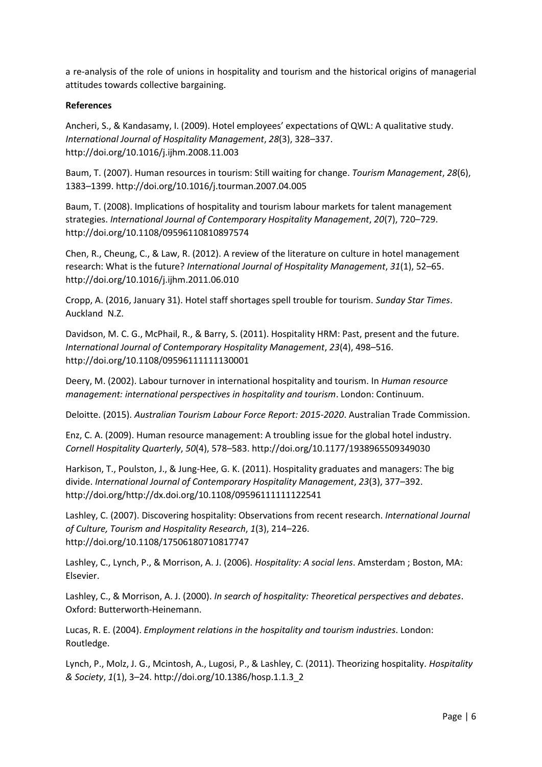a re-analysis of the role of unions in hospitality and tourism and the historical origins of managerial attitudes towards collective bargaining.

**References**

Ancheri, S., & Kandasamy, I. (2009). Hotel employees' expectations of QWL: A qualitative study. *International Journal of Hospitality Management*, *28*(3), 328–337. http://doi.org/10.1016/j.ijhm.2008.11.003

Baum, T. (2007). Human resources in tourism: Still waiting for change. *Tourism Management*, *28*(6), 1383–1399. http://doi.org/10.1016/j.tourman.2007.04.005

Baum, T. (2008). Implications of hospitality and tourism labour markets for talent management strategies. *International Journal of Contemporary Hospitality Management*, *20*(7), 720–729. http://doi.org/10.1108/09596110810897574

Chen, R., Cheung, C., & Law, R. (2012). A review of the literature on culture in hotel management research: What is the future? *International Journal of Hospitality Management*, *31*(1), 52–65. http://doi.org/10.1016/j.ijhm.2011.06.010

Cropp, A. (2016, January 31). Hotel staff shortages spell trouble for tourism. *Sunday Star Times*. Auckland N.Z.

Davidson, M. C. G., McPhail, R., & Barry, S. (2011). Hospitality HRM: Past, present and the future. *International Journal of Contemporary Hospitality Management*, *23*(4), 498–516. http://doi.org/10.1108/09596111111130001

Deery, M. (2002). Labour turnover in international hospitality and tourism. In *Human resource management: international perspectives in hospitality and tourism*. London: Continuum.

Deloitte. (2015). *Australian Tourism Labour Force Report: 2015-2020*. Australian Trade Commission.

Enz, C. A. (2009). Human resource management: A troubling issue for the global hotel industry. *Cornell Hospitality Quarterly*, *50*(4), 578–583. http://doi.org/10.1177/1938965509349030

Harkison, T., Poulston, J., & Jung-Hee, G. K. (2011). Hospitality graduates and managers: The big divide. *International Journal of Contemporary Hospitality Management*, *23*(3), 377–392. http://doi.org/http://dx.doi.org/10.1108/09596111111122541

Lashley, C. (2007). Discovering hospitality: Observations from recent research. *International Journal of Culture, Tourism and Hospitality Research*, *1*(3), 214–226. http://doi.org/10.1108/17506180710817747

Lashley, C., Lynch, P., & Morrison, A. J. (2006). *Hospitality: A social lens*. Amsterdam ; Boston, MA: Elsevier.

Lashley, C., & Morrison, A. J. (2000). *In search of hospitality: Theoretical perspectives and debates*. Oxford: Butterworth-Heinemann.

Lucas, R. E. (2004). *Employment relations in the hospitality and tourism industries*. London: Routledge.

Lynch, P., Molz, J. G., Mcintosh, A., Lugosi, P., & Lashley, C. (2011). Theorizing hospitality. *Hospitality & Society*, *1*(1), 3–24. http://doi.org/10.1386/hosp.1.1.3_2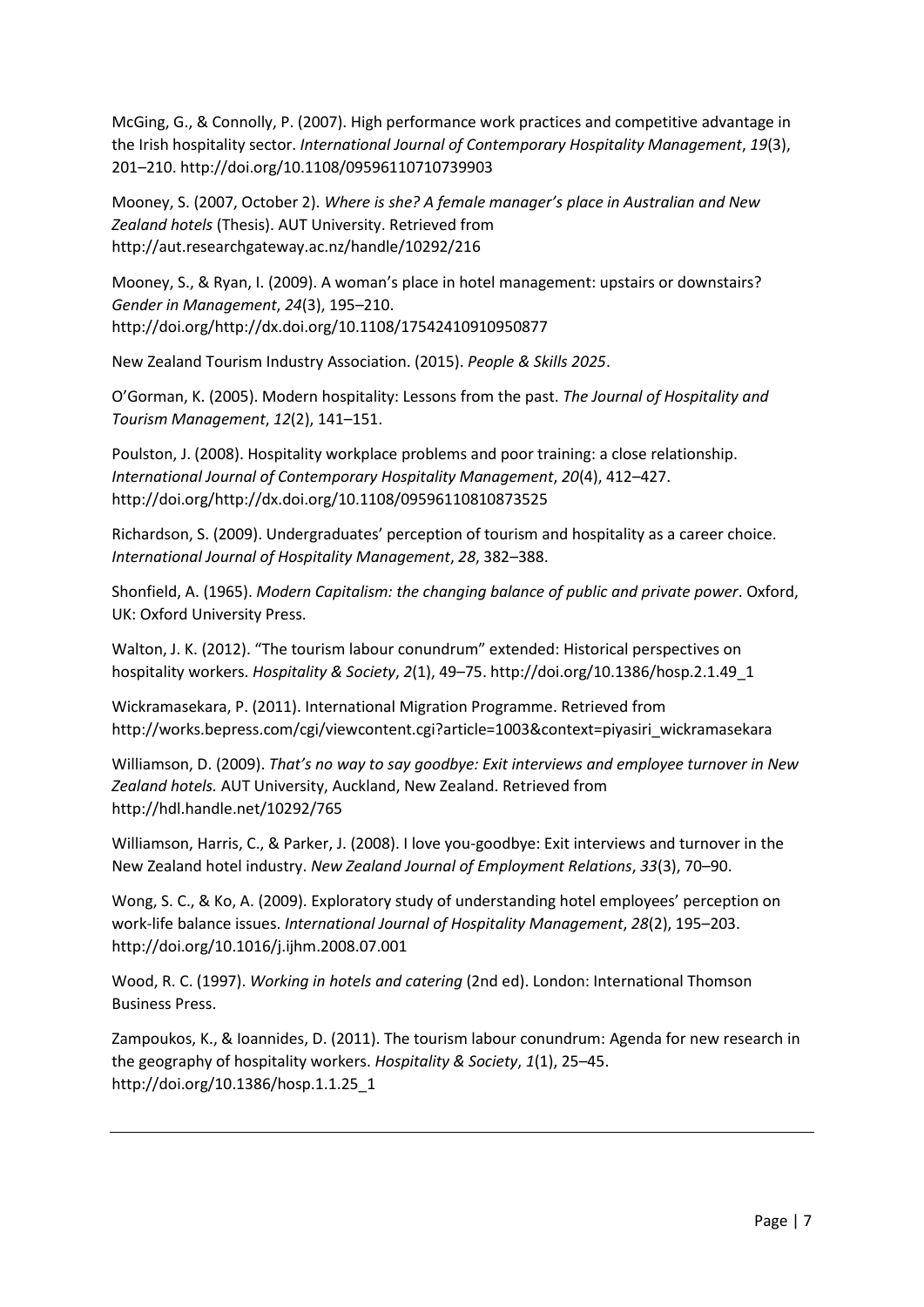McGing, G., & Connolly, P. (2007). High performance work practices and competitive advantage in the Irish hospitality sector. *International Journal of Contemporary Hospitality Management*, *19*(3), 201–210. http://doi.org/10.1108/09596110710739903

Mooney, S. (2007, October 2). *Where is she? A female manager's place in Australian and New Zealand hotels* (Thesis). AUT University. Retrieved from http://aut.researchgateway.ac.nz/handle/10292/216

Mooney, S., & Ryan, I. (2009). A woman's place in hotel management: upstairs or downstairs? *Gender in Management*, *24*(3), 195–210. http://doi.org/http://dx.doi.org/10.1108/17542410910950877

New Zealand Tourism Industry Association. (2015). *People & Skills 2025*.

O'Gorman, K. (2005). Modern hospitality: Lessons from the past. *The Journal of Hospitality and Tourism Management*, *12*(2), 141–151.

Poulston, J. (2008). Hospitality workplace problems and poor training: a close relationship. *International Journal of Contemporary Hospitality Management*, *20*(4), 412–427. http://doi.org/http://dx.doi.org/10.1108/09596110810873525

Richardson, S. (2009). Undergraduates' perception of tourism and hospitality as a career choice. *International Journal of Hospitality Management*, *28*, 382–388.

Shonfield, A. (1965). *Modern Capitalism: the changing balance of public and private power*. Oxford, UK: Oxford University Press.

Walton, J. K. (2012). "The tourism labour conundrum" extended: Historical perspectives on hospitality workers. *Hospitality & Society*, *2*(1), 49–75. http://doi.org/10.1386/hosp.2.1.49_1

Wickramasekara, P. (2011). International Migration Programme. Retrieved from http://works.bepress.com/cgi/viewcontent.cgi?article=1003&context=piyasiri_wickramasekara

Williamson, D. (2009). *That's no way to say goodbye: Exit interviews and employee turnover in New Zealand hotels.* AUT University, Auckland, New Zealand. Retrieved from http://hdl.handle.net/10292/765

Williamson, Harris, C., & Parker, J. (2008). I love you-goodbye: Exit interviews and turnover in the New Zealand hotel industry. *New Zealand Journal of Employment Relations*, *33*(3), 70–90.

Wong, S. C., & Ko, A. (2009). Exploratory study of understanding hotel employees' perception on work-life balance issues. *International Journal of Hospitality Management*, *28*(2), 195–203. http://doi.org/10.1016/j.ijhm.2008.07.001

Wood, R. C. (1997). *Working in hotels and catering* (2nd ed). London: International Thomson Business Press.

Zampoukos, K., & Ioannides, D. (2011). The tourism labour conundrum: Agenda for new research in the geography of hospitality workers. *Hospitality & Society*, *1*(1), 25–45. http://doi.org/10.1386/hosp.1.1.25_1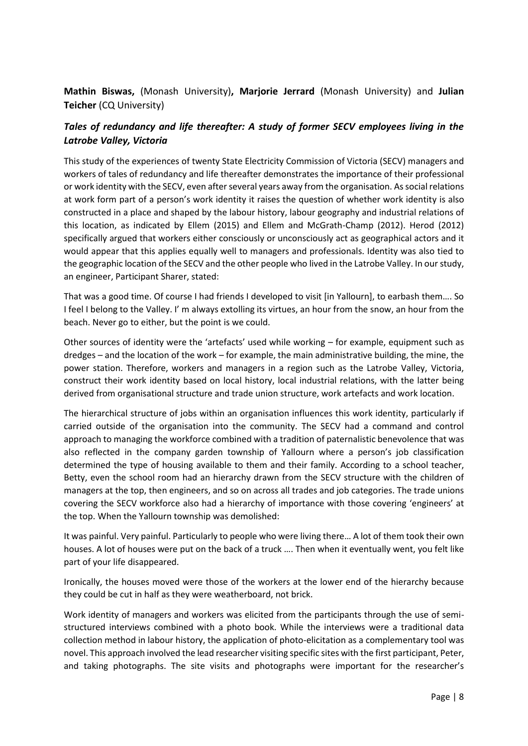**Mathin Biswas,** (Monash University)**, Marjorie Jerrard** (Monash University) and **Julian Teicher** (CQ University)

## *Tales of redundancy and life thereafter: A study of former SECV employees living in the Latrobe Valley, Victoria*

This study of the experiences of twenty State Electricity Commission of Victoria (SECV) managers and workers of tales of redundancy and life thereafter demonstrates the importance of their professional or work identity with the SECV, even after several years away from the organisation. As social relations at work form part of a person's work identity it raises the question of whether work identity is also constructed in a place and shaped by the labour history, labour geography and industrial relations of this location, as indicated by Ellem (2015) and Ellem and McGrath-Champ (2012). Herod (2012) specifically argued that workers either consciously or unconsciously act as geographical actors and it would appear that this applies equally well to managers and professionals. Identity was also tied to the geographic location of the SECV and the other people who lived in the Latrobe Valley. In our study, an engineer, Participant Sharer, stated:

That was a good time. Of course I had friends I developed to visit [in Yallourn], to earbash them…. So I feel I belong to the Valley. I' m always extolling its virtues, an hour from the snow, an hour from the beach. Never go to either, but the point is we could.

Other sources of identity were the 'artefacts' used while working – for example, equipment such as dredges – and the location of the work – for example, the main administrative building, the mine, the power station. Therefore, workers and managers in a region such as the Latrobe Valley, Victoria, construct their work identity based on local history, local industrial relations, with the latter being derived from organisational structure and trade union structure, work artefacts and work location.

The hierarchical structure of jobs within an organisation influences this work identity, particularly if carried outside of the organisation into the community. The SECV had a command and control approach to managing the workforce combined with a tradition of paternalistic benevolence that was also reflected in the company garden township of Yallourn where a person's job classification determined the type of housing available to them and their family. According to a school teacher, Betty, even the school room had an hierarchy drawn from the SECV structure with the children of managers at the top, then engineers, and so on across all trades and job categories. The trade unions covering the SECV workforce also had a hierarchy of importance with those covering 'engineers' at the top. When the Yallourn township was demolished:

It was painful. Very painful. Particularly to people who were living there… A lot of them took their own houses. A lot of houses were put on the back of a truck …. Then when it eventually went, you felt like part of your life disappeared.

Ironically, the houses moved were those of the workers at the lower end of the hierarchy because they could be cut in half as they were weatherboard, not brick.

Work identity of managers and workers was elicited from the participants through the use of semi-structured interviews combined with a photo book. While the interviews were a traditional data collection method in labour history, the application of photo-elicitation as a complementary tool was novel. This approach involved the lead researcher visiting specific sites with the first participant, Peter, and taking photographs. The site visits and photographs were important for the researcher's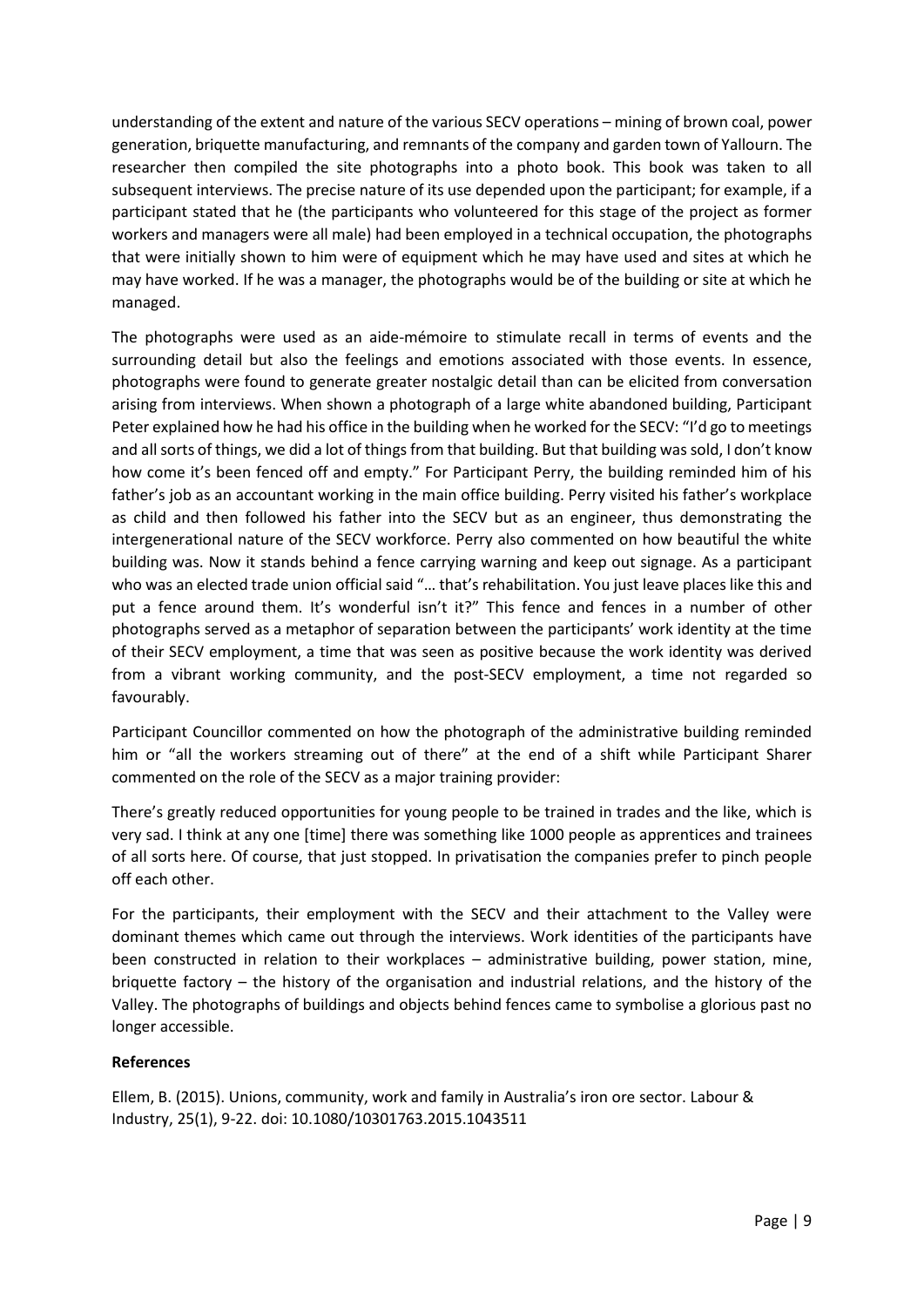understanding of the extent and nature of the various SECV operations – mining of brown coal, power generation, briquette manufacturing, and remnants of the company and garden town of Yallourn. The researcher then compiled the site photographs into a photo book. This book was taken to all subsequent interviews. The precise nature of its use depended upon the participant; for example, if a participant stated that he (the participants who volunteered for this stage of the project as former workers and managers were all male) had been employed in a technical occupation, the photographs that were initially shown to him were of equipment which he may have used and sites at which he may have worked. If he was a manager, the photographs would be of the building or site at which he managed.

The photographs were used as an aide-mémoire to stimulate recall in terms of events and the surrounding detail but also the feelings and emotions associated with those events. In essence, photographs were found to generate greater nostalgic detail than can be elicited from conversation arising from interviews. When shown a photograph of a large white abandoned building, Participant Peter explained how he had his office in the building when he worked for the SECV: "I'd go to meetings and all sorts of things, we did a lot of things from that building. But that building was sold, I don't know how come it's been fenced off and empty." For Participant Perry, the building reminded him of his father's job as an accountant working in the main office building. Perry visited his father's workplace as child and then followed his father into the SECV but as an engineer, thus demonstrating the intergenerational nature of the SECV workforce. Perry also commented on how beautiful the white building was. Now it stands behind a fence carrying warning and keep out signage. As a participant who was an elected trade union official said "… that's rehabilitation. You just leave places like this and put a fence around them. It's wonderful isn't it?" This fence and fences in a number of other photographs served as a metaphor of separation between the participants' work identity at the time of their SECV employment, a time that was seen as positive because the work identity was derived from a vibrant working community, and the post-SECV employment, a time not regarded so favourably.

Participant Councillor commented on how the photograph of the administrative building reminded him or "all the workers streaming out of there" at the end of a shift while Participant Sharer commented on the role of the SECV as a major training provider:

There's greatly reduced opportunities for young people to be trained in trades and the like, which is very sad. I think at any one [time] there was something like 1000 people as apprentices and trainees of all sorts here. Of course, that just stopped. In privatisation the companies prefer to pinch people off each other.

For the participants, their employment with the SECV and their attachment to the Valley were dominant themes which came out through the interviews. Work identities of the participants have been constructed in relation to their workplaces – administrative building, power station, mine, briquette factory – the history of the organisation and industrial relations, and the history of the Valley. The photographs of buildings and objects behind fences came to symbolise a glorious past no longer accessible.

**References**

Ellem, B. (2015). Unions, community, work and family in Australia's iron ore sector. Labour & Industry, 25(1), 9-22. doi: 10.1080/10301763.2015.1043511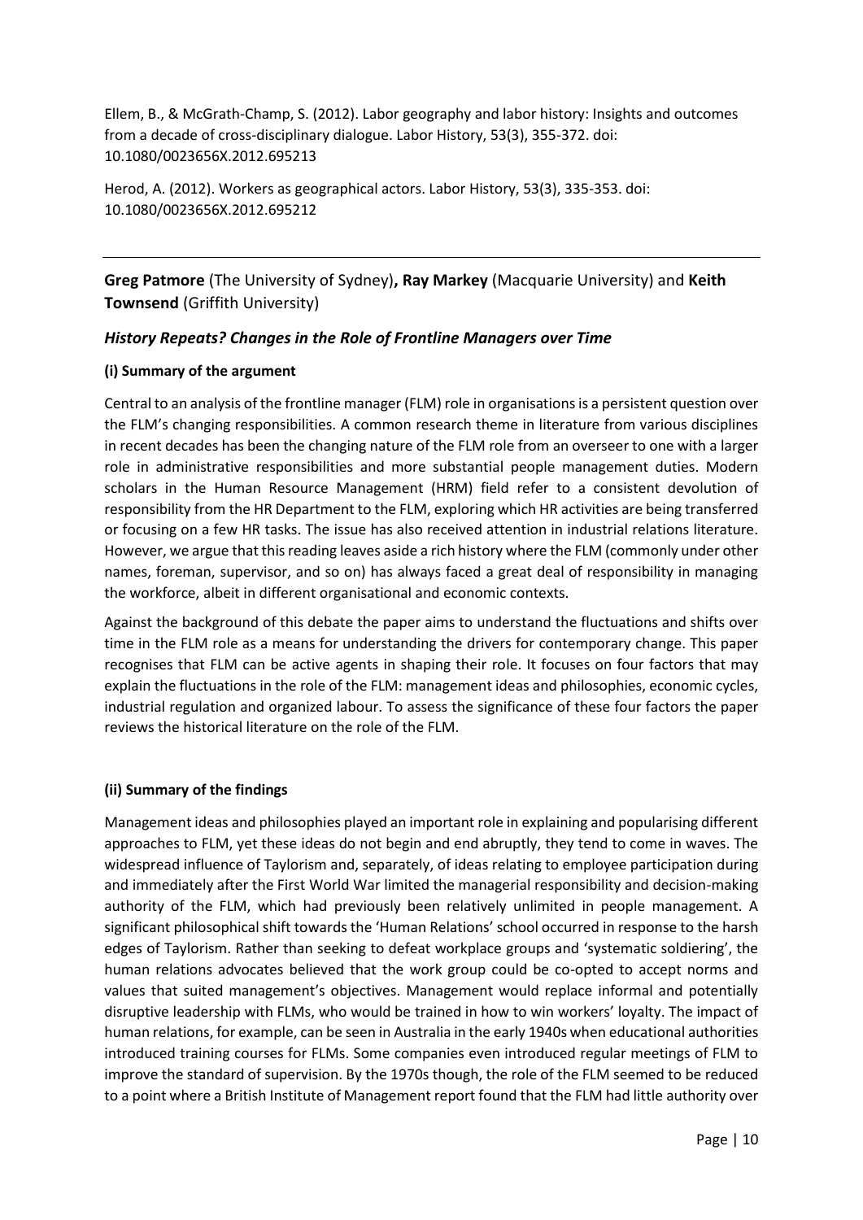Ellem, B., & McGrath-Champ, S. (2012). Labor geography and labor history: Insights and outcomes from a decade of cross-disciplinary dialogue. Labor History, 53(3), 355-372. doi: 10.1080/0023656X.2012.695213

Herod, A. (2012). Workers as geographical actors. Labor History, 53(3), 335-353. doi: 10.1080/0023656X.2012.695212

---

**Greg Patmore** (The University of Sydney)**, Ray Markey** (Macquarie University) and **Keith Townsend** (Griffith University)

### *History Repeats? Changes in the Role of Frontline Managers over Time*

#### (i) Summary of the argument

Central to an analysis of the frontline manager (FLM) role in organisations is a persistent question over the FLM's changing responsibilities. A common research theme in literature from various disciplines in recent decades has been the changing nature of the FLM role from an overseer to one with a larger role in administrative responsibilities and more substantial people management duties. Modern scholars in the Human Resource Management (HRM) field refer to a consistent devolution of responsibility from the HR Department to the FLM, exploring which HR activities are being transferred or focusing on a few HR tasks. The issue has also received attention in industrial relations literature. However, we argue that this reading leaves aside a rich history where the FLM (commonly under other names, foreman, supervisor, and so on) has always faced a great deal of responsibility in managing the workforce, albeit in different organisational and economic contexts.

Against the background of this debate the paper aims to understand the fluctuations and shifts over time in the FLM role as a means for understanding the drivers for contemporary change. This paper recognises that FLM can be active agents in shaping their role. It focuses on four factors that may explain the fluctuations in the role of the FLM: management ideas and philosophies, economic cycles, industrial regulation and organized labour. To assess the significance of these four factors the paper reviews the historical literature on the role of the FLM.

#### (ii) Summary of the findings

Management ideas and philosophies played an important role in explaining and popularising different approaches to FLM, yet these ideas do not begin and end abruptly, they tend to come in waves. The widespread influence of Taylorism and, separately, of ideas relating to employee participation during and immediately after the First World War limited the managerial responsibility and decision-making authority of the FLM, which had previously been relatively unlimited in people management. A significant philosophical shift towards the 'Human Relations' school occurred in response to the harsh edges of Taylorism. Rather than seeking to defeat workplace groups and 'systematic soldiering', the human relations advocates believed that the work group could be co-opted to accept norms and values that suited management's objectives. Management would replace informal and potentially disruptive leadership with FLMs, who would be trained in how to win workers' loyalty. The impact of human relations, for example, can be seen in Australia in the early 1940s when educational authorities introduced training courses for FLMs. Some companies even introduced regular meetings of FLM to improve the standard of supervision. By the 1970s though, the role of the FLM seemed to be reduced to a point where a British Institute of Management report found that the FLM had little authority over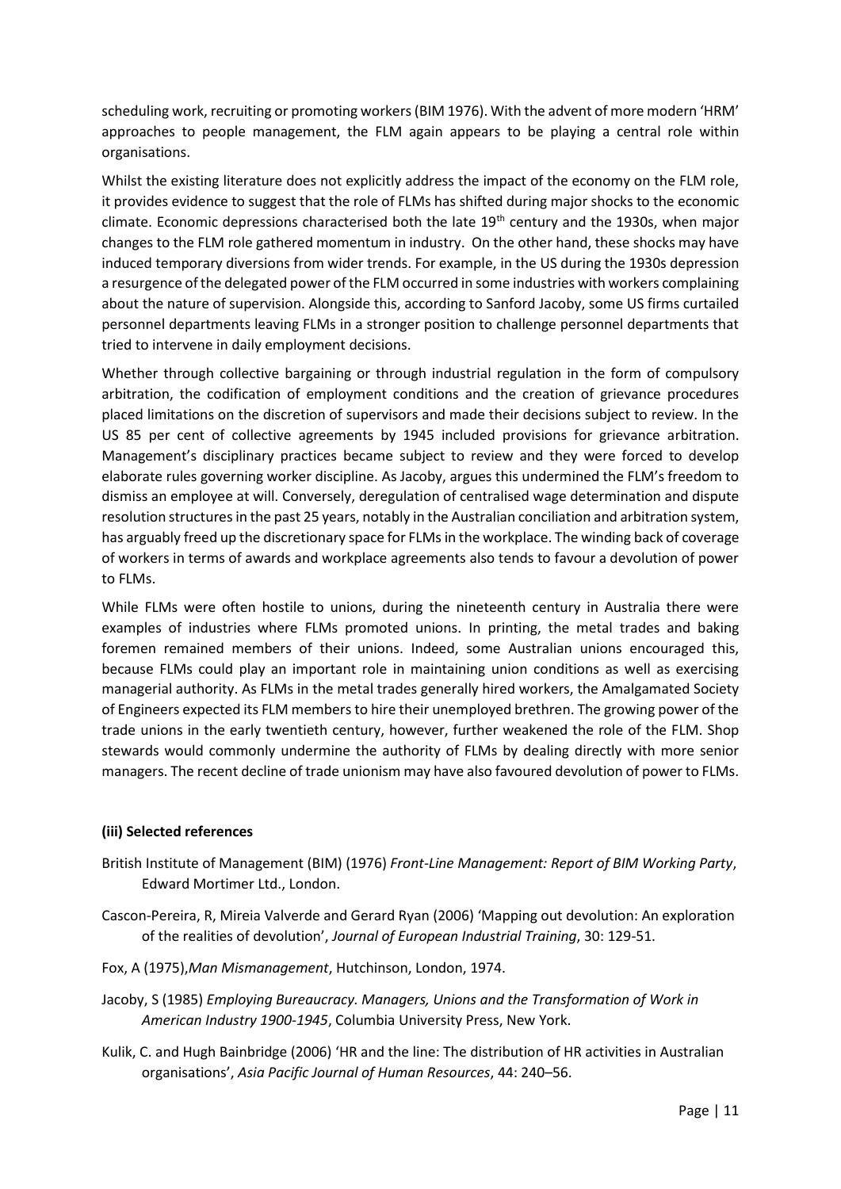scheduling work, recruiting or promoting workers (BIM 1976). With the advent of more modern 'HRM' approaches to people management, the FLM again appears to be playing a central role within organisations.

Whilst the existing literature does not explicitly address the impact of the economy on the FLM role, it provides evidence to suggest that the role of FLMs has shifted during major shocks to the economic climate. Economic depressions characterised both the late 19th century and the 1930s, when major changes to the FLM role gathered momentum in industry. On the other hand, these shocks may have induced temporary diversions from wider trends. For example, in the US during the 1930s depression a resurgence of the delegated power of the FLM occurred in some industries with workers complaining about the nature of supervision. Alongside this, according to Sanford Jacoby, some US firms curtailed personnel departments leaving FLMs in a stronger position to challenge personnel departments that tried to intervene in daily employment decisions.

Whether through collective bargaining or through industrial regulation in the form of compulsory arbitration, the codification of employment conditions and the creation of grievance procedures placed limitations on the discretion of supervisors and made their decisions subject to review. In the US 85 per cent of collective agreements by 1945 included provisions for grievance arbitration. Management's disciplinary practices became subject to review and they were forced to develop elaborate rules governing worker discipline. As Jacoby, argues this undermined the FLM's freedom to dismiss an employee at will. Conversely, deregulation of centralised wage determination and dispute resolution structures in the past 25 years, notably in the Australian conciliation and arbitration system, has arguably freed up the discretionary space for FLMs in the workplace. The winding back of coverage of workers in terms of awards and workplace agreements also tends to favour a devolution of power to FLMs.

While FLMs were often hostile to unions, during the nineteenth century in Australia there were examples of industries where FLMs promoted unions. In printing, the metal trades and baking foremen remained members of their unions. Indeed, some Australian unions encouraged this, because FLMs could play an important role in maintaining union conditions as well as exercising managerial authority. As FLMs in the metal trades generally hired workers, the Amalgamated Society of Engineers expected its FLM members to hire their unemployed brethren. The growing power of the trade unions in the early twentieth century, however, further weakened the role of the FLM. Shop stewards would commonly undermine the authority of FLMs by dealing directly with more senior managers. The recent decline of trade unionism may have also favoured devolution of power to FLMs.

### (iii) Selected references

British Institute of Management (BIM) (1976) *Front-Line Management: Report of BIM Working Party*, Edward Mortimer Ltd., London.

Cascon-Pereira, R, Mireia Valverde and Gerard Ryan (2006) 'Mapping out devolution: An exploration of the realities of devolution', *Journal of European Industrial Training*, 30: 129-51.

Fox, A (1975),*Man Mismanagement*, Hutchinson, London, 1974.

Jacoby, S (1985) *Employing Bureaucracy. Managers, Unions and the Transformation of Work in American Industry 1900-1945*, Columbia University Press, New York.

Kulik, C. and Hugh Bainbridge (2006) 'HR and the line: The distribution of HR activities in Australian organisations', *Asia Pacific Journal of Human Resources*, 44: 240–56.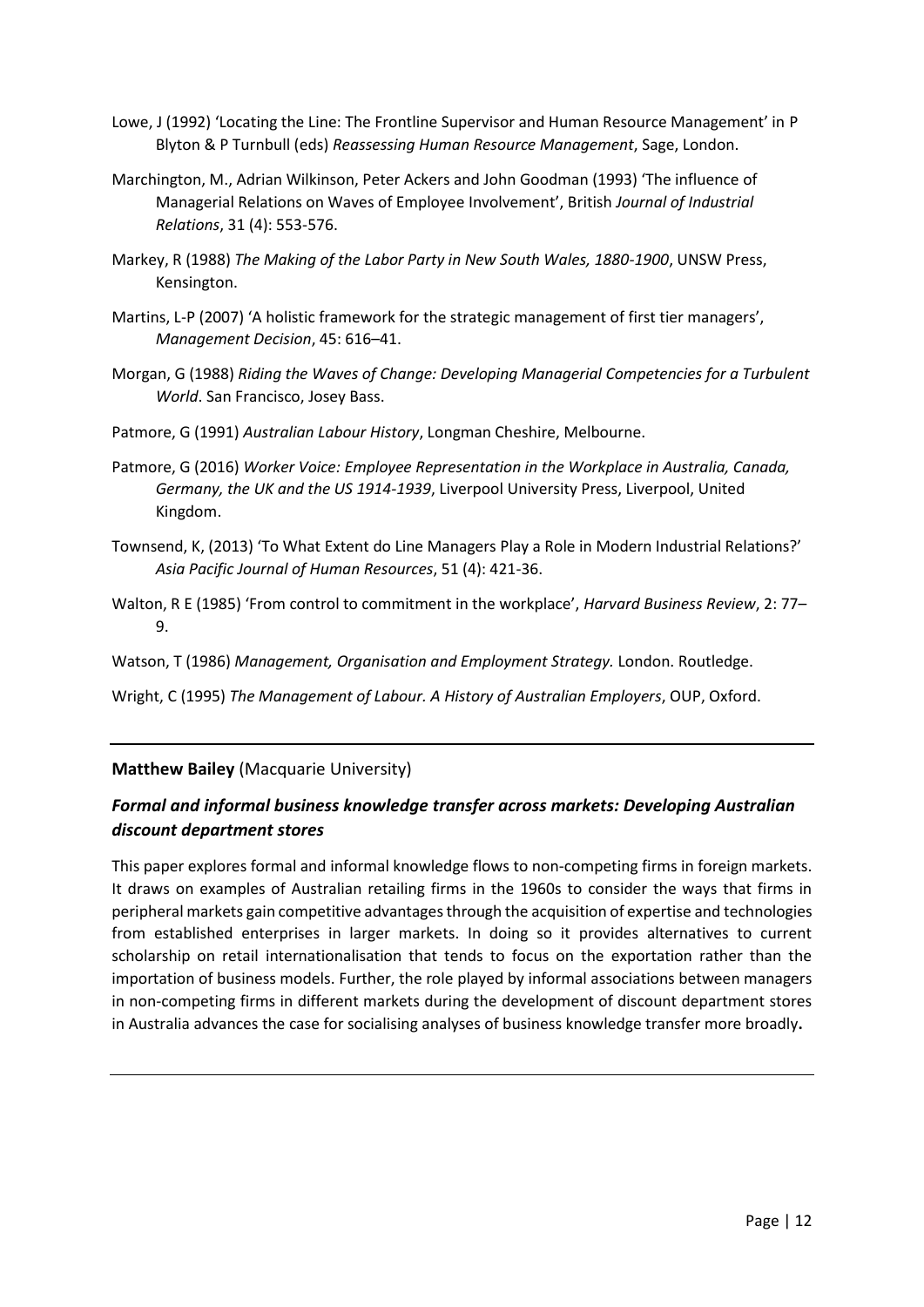Lowe, J (1992) 'Locating the Line: The Frontline Supervisor and Human Resource Management' in P Blyton & P Turnbull (eds) *Reassessing Human Resource Management*, Sage, London.

Marchington, M., Adrian Wilkinson, Peter Ackers and John Goodman (1993) 'The influence of Managerial Relations on Waves of Employee Involvement', British *Journal of Industrial Relations*, 31 (4): 553-576.

Markey, R (1988) *The Making of the Labor Party in New South Wales, 1880-1900*, UNSW Press, Kensington.

Martins, L-P (2007) 'A holistic framework for the strategic management of first tier managers', *Management Decision*, 45: 616–41.

Morgan, G (1988) *Riding the Waves of Change: Developing Managerial Competencies for a Turbulent World*. San Francisco, Josey Bass.

Patmore, G (1991) *Australian Labour History*, Longman Cheshire, Melbourne.

Patmore, G (2016) *Worker Voice: Employee Representation in the Workplace in Australia, Canada, Germany, the UK and the US 1914-1939*, Liverpool University Press, Liverpool, United Kingdom.

Townsend, K, (2013) 'To What Extent do Line Managers Play a Role in Modern Industrial Relations?' *Asia Pacific Journal of Human Resources*, 51 (4): 421-36.

Walton, R E (1985) 'From control to commitment in the workplace', *Harvard Business Review*, 2: 77–9.

Watson, T (1986) *Management, Organisation and Employment Strategy.* London. Routledge.

Wright, C (1995) *The Management of Labour. A History of Australian Employers*, OUP, Oxford.

---

**Matthew Bailey** (Macquarie University)

### *Formal and informal business knowledge transfer across markets: Developing Australian discount department stores*

This paper explores formal and informal knowledge flows to non-competing firms in foreign markets. It draws on examples of Australian retailing firms in the 1960s to consider the ways that firms in peripheral markets gain competitive advantages through the acquisition of expertise and technologies from established enterprises in larger markets. In doing so it provides alternatives to current scholarship on retail internationalisation that tends to focus on the exportation rather than the importation of business models. Further, the role played by informal associations between managers in non-competing firms in different markets during the development of discount department stores in Australia advances the case for socialising analyses of business knowledge transfer more broadly.

---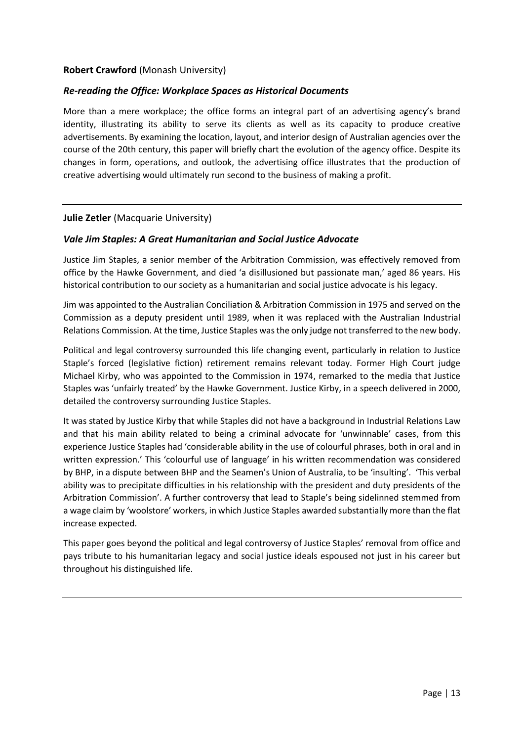**Robert Crawford** (Monash University)

***Re-reading the Office: Workplace Spaces as Historical Documents***

More than a mere workplace; the office forms an integral part of an advertising agency's brand identity, illustrating its ability to serve its clients as well as its capacity to produce creative advertisements. By examining the location, layout, and interior design of Australian agencies over the course of the 20th century, this paper will briefly chart the evolution of the agency office. Despite its changes in form, operations, and outlook, the advertising office illustrates that the production of creative advertising would ultimately run second to the business of making a profit.

---

**Julie Zetler** (Macquarie University)

***Vale Jim Staples: A Great Humanitarian and Social Justice Advocate***

Justice Jim Staples, a senior member of the Arbitration Commission, was effectively removed from office by the Hawke Government, and died 'a disillusioned but passionate man,' aged 86 years. His historical contribution to our society as a humanitarian and social justice advocate is his legacy.

Jim was appointed to the Australian Conciliation & Arbitration Commission in 1975 and served on the Commission as a deputy president until 1989, when it was replaced with the Australian Industrial Relations Commission. At the time, Justice Staples was the only judge not transferred to the new body.

Political and legal controversy surrounded this life changing event, particularly in relation to Justice Staple's forced (legislative fiction) retirement remains relevant today. Former High Court judge Michael Kirby, who was appointed to the Commission in 1974, remarked to the media that Justice Staples was 'unfairly treated' by the Hawke Government. Justice Kirby, in a speech delivered in 2000, detailed the controversy surrounding Justice Staples.

It was stated by Justice Kirby that while Staples did not have a background in Industrial Relations Law and that his main ability related to being a criminal advocate for 'unwinnable' cases, from this experience Justice Staples had 'considerable ability in the use of colourful phrases, both in oral and in written expression.' This 'colourful use of language' in his written recommendation was considered by BHP, in a dispute between BHP and the Seamen's Union of Australia, to be 'insulting'. 'This verbal ability was to precipitate difficulties in his relationship with the president and duty presidents of the Arbitration Commission'. A further controversy that lead to Staple's being sidelinned stemmed from a wage claim by 'woolstore' workers, in which Justice Staples awarded substantially more than the flat increase expected.

This paper goes beyond the political and legal controversy of Justice Staples' removal from office and pays tribute to his humanitarian legacy and social justice ideals espoused not just in his career but throughout his distinguished life.

---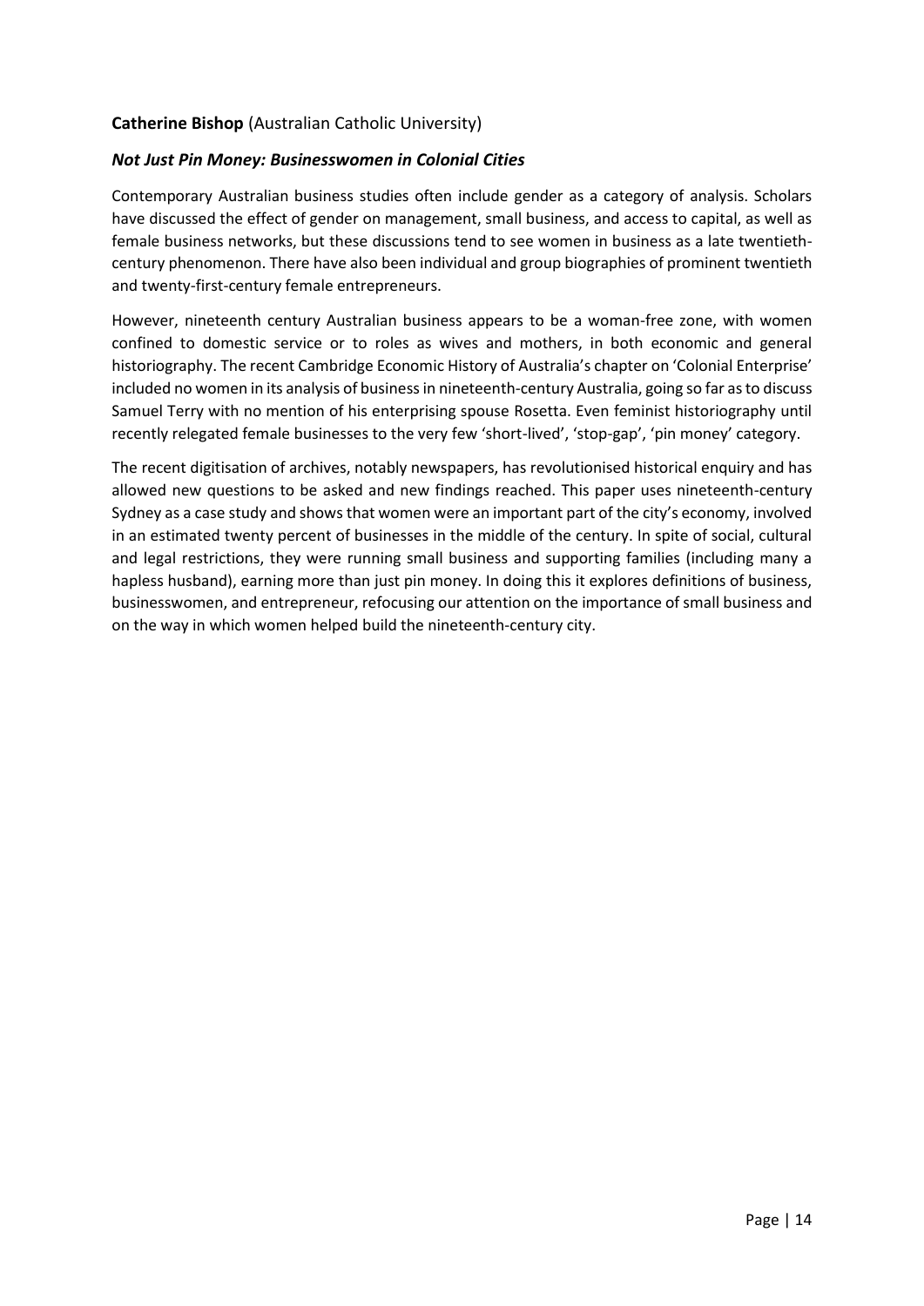**Catherine Bishop** (Australian Catholic University)

***Not Just Pin Money: Businesswomen in Colonial Cities***

Contemporary Australian business studies often include gender as a category of analysis. Scholars have discussed the effect of gender on management, small business, and access to capital, as well as female business networks, but these discussions tend to see women in business as a late twentieth-century phenomenon. There have also been individual and group biographies of prominent twentieth and twenty-first-century female entrepreneurs.

However, nineteenth century Australian business appears to be a woman-free zone, with women confined to domestic service or to roles as wives and mothers, in both economic and general historiography. The recent Cambridge Economic History of Australia's chapter on 'Colonial Enterprise' included no women in its analysis of business in nineteenth-century Australia, going so far as to discuss Samuel Terry with no mention of his enterprising spouse Rosetta. Even feminist historiography until recently relegated female businesses to the very few 'short-lived', 'stop-gap', 'pin money' category.

The recent digitisation of archives, notably newspapers, has revolutionised historical enquiry and has allowed new questions to be asked and new findings reached. This paper uses nineteenth-century Sydney as a case study and shows that women were an important part of the city's economy, involved in an estimated twenty percent of businesses in the middle of the century. In spite of social, cultural and legal restrictions, they were running small business and supporting families (including many a hapless husband), earning more than just pin money. In doing this it explores definitions of business, businesswomen, and entrepreneur, refocusing our attention on the importance of small business and on the way in which women helped build the nineteenth-century city.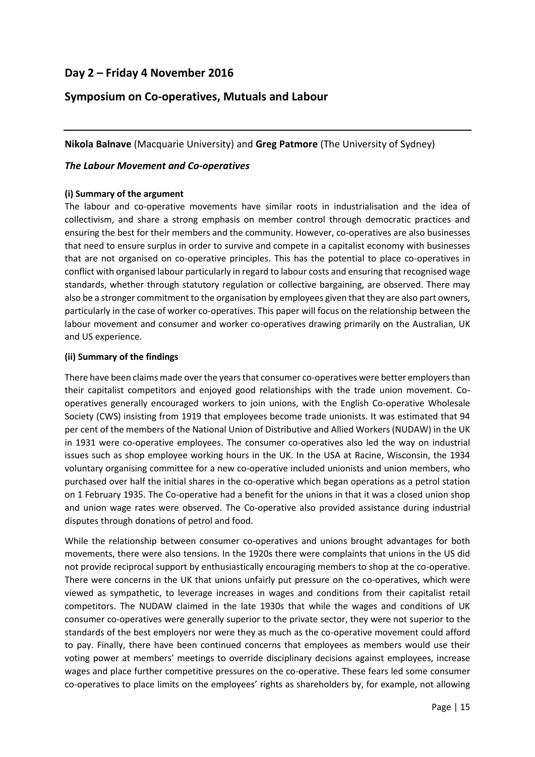## Day 2 – Friday 4 November 2016

## Symposium on Co-operatives, Mutuals and Labour

---

**Nikola Balnave** (Macquarie University) and **Greg Patmore** (The University of Sydney)

### *The Labour Movement and Co-operatives*

**(i) Summary of the argument**

The labour and co-operative movements have similar roots in industrialisation and the idea of collectivism, and share a strong emphasis on member control through democratic practices and ensuring the best for their members and the community. However, co-operatives are also businesses that need to ensure surplus in order to survive and compete in a capitalist economy with businesses that are not organised on co-operative principles. This has the potential to place co-operatives in conflict with organised labour particularly in regard to labour costs and ensuring that recognised wage standards, whether through statutory regulation or collective bargaining, are observed. There may also be a stronger commitment to the organisation by employees given that they are also part owners, particularly in the case of worker co-operatives. This paper will focus on the relationship between the labour movement and consumer and worker co-operatives drawing primarily on the Australian, UK and US experience.

**(ii) Summary of the findings**

There have been claims made over the years that consumer co-operatives were better employers than their capitalist competitors and enjoyed good relationships with the trade union movement. Co-operatives generally encouraged workers to join unions, with the English Co-operative Wholesale Society (CWS) insisting from 1919 that employees become trade unionists. It was estimated that 94 per cent of the members of the National Union of Distributive and Allied Workers (NUDAW) in the UK in 1931 were co-operative employees. The consumer co-operatives also led the way on industrial issues such as shop employee working hours in the UK. In the USA at Racine, Wisconsin, the 1934 voluntary organising committee for a new co-operative included unionists and union members, who purchased over half the initial shares in the co-operative which began operations as a petrol station on 1 February 1935. The Co-operative had a benefit for the unions in that it was a closed union shop and union wage rates were observed. The Co-operative also provided assistance during industrial disputes through donations of petrol and food.

While the relationship between consumer co-operatives and unions brought advantages for both movements, there were also tensions. In the 1920s there were complaints that unions in the US did not provide reciprocal support by enthusiastically encouraging members to shop at the co-operative. There were concerns in the UK that unions unfairly put pressure on the co-operatives, which were viewed as sympathetic, to leverage increases in wages and conditions from their capitalist retail competitors. The NUDAW claimed in the late 1930s that while the wages and conditions of UK consumer co-operatives were generally superior to the private sector, they were not superior to the standards of the best employers nor were they as much as the co-operative movement could afford to pay. Finally, there have been continued concerns that employees as members would use their voting power at members' meetings to override disciplinary decisions against employees, increase wages and place further competitive pressures on the co-operative. These fears led some consumer co-operatives to place limits on the employees' rights as shareholders by, for example, not allowing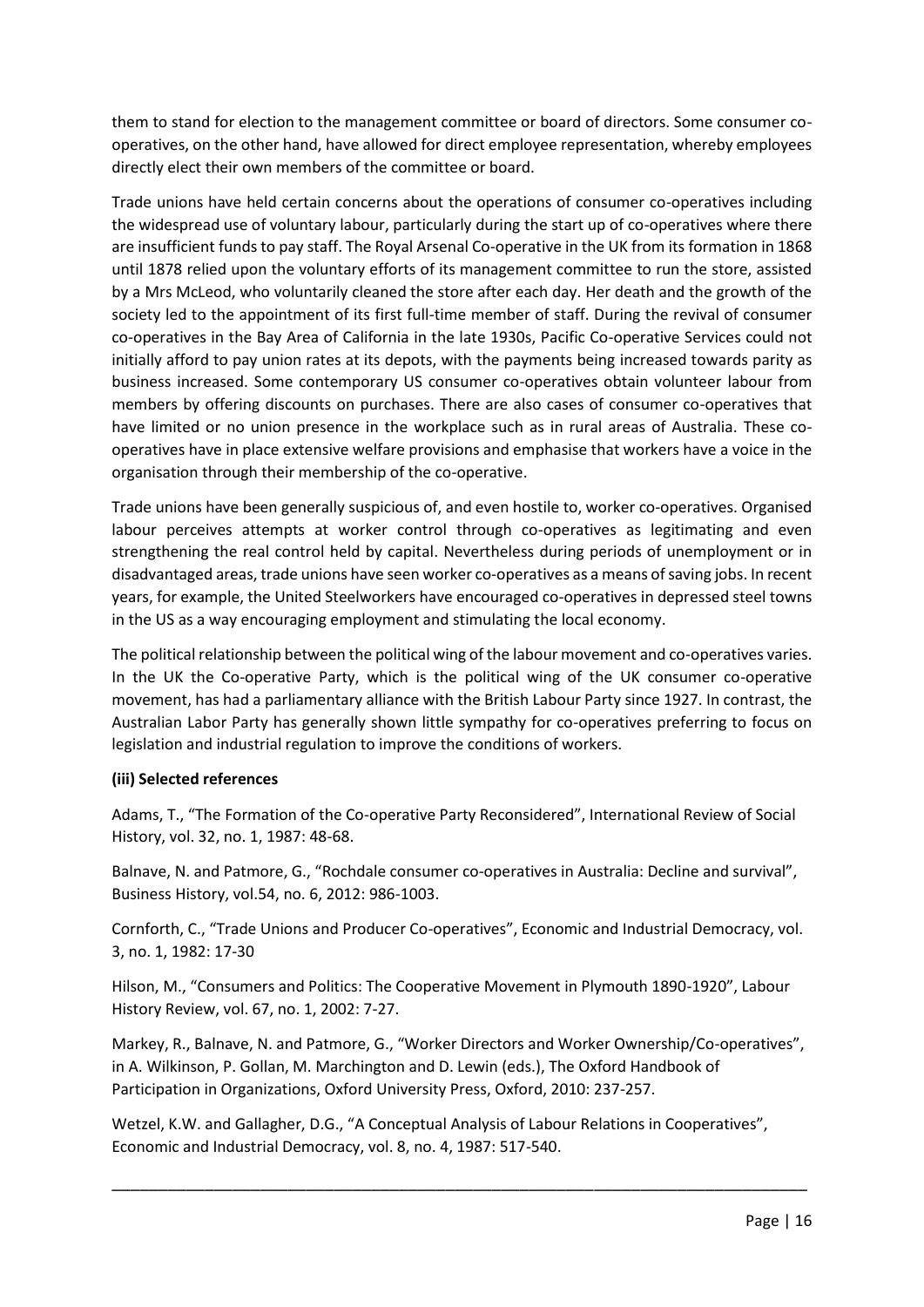them to stand for election to the management committee or board of directors. Some consumer co-operatives, on the other hand, have allowed for direct employee representation, whereby employees directly elect their own members of the committee or board.

Trade unions have held certain concerns about the operations of consumer co-operatives including the widespread use of voluntary labour, particularly during the start up of co-operatives where there are insufficient funds to pay staff. The Royal Arsenal Co-operative in the UK from its formation in 1868 until 1878 relied upon the voluntary efforts of its management committee to run the store, assisted by a Mrs McLeod, who voluntarily cleaned the store after each day. Her death and the growth of the society led to the appointment of its first full-time member of staff. During the revival of consumer co-operatives in the Bay Area of California in the late 1930s, Pacific Co-operative Services could not initially afford to pay union rates at its depots, with the payments being increased towards parity as business increased. Some contemporary US consumer co-operatives obtain volunteer labour from members by offering discounts on purchases. There are also cases of consumer co-operatives that have limited or no union presence in the workplace such as in rural areas of Australia. These co-operatives have in place extensive welfare provisions and emphasise that workers have a voice in the organisation through their membership of the co-operative.

Trade unions have been generally suspicious of, and even hostile to, worker co-operatives. Organised labour perceives attempts at worker control through co-operatives as legitimating and even strengthening the real control held by capital. Nevertheless during periods of unemployment or in disadvantaged areas, trade unions have seen worker co-operatives as a means of saving jobs. In recent years, for example, the United Steelworkers have encouraged co-operatives in depressed steel towns in the US as a way encouraging employment and stimulating the local economy.

The political relationship between the political wing of the labour movement and co-operatives varies. In the UK the Co-operative Party, which is the political wing of the UK consumer co-operative movement, has had a parliamentary alliance with the British Labour Party since 1927. In contrast, the Australian Labor Party has generally shown little sympathy for co-operatives preferring to focus on legislation and industrial regulation to improve the conditions of workers.

**(iii) Selected references**

Adams, T., "The Formation of the Co-operative Party Reconsidered", International Review of Social History, vol. 32, no. 1, 1987: 48-68.

Balnave, N. and Patmore, G., "Rochdale consumer co-operatives in Australia: Decline and survival", Business History, vol.54, no. 6, 2012: 986-1003.

Cornforth, C., "Trade Unions and Producer Co-operatives", Economic and Industrial Democracy, vol. 3, no. 1, 1982: 17-30

Hilson, M., "Consumers and Politics: The Cooperative Movement in Plymouth 1890-1920", Labour History Review, vol. 67, no. 1, 2002: 7-27.

Markey, R., Balnave, N. and Patmore, G., "Worker Directors and Worker Ownership/Co-operatives", in A. Wilkinson, P. Gollan, M. Marchington and D. Lewin (eds.), The Oxford Handbook of Participation in Organizations, Oxford University Press, Oxford, 2010: 237-257.

Wetzel, K.W. and Gallagher, D.G., "A Conceptual Analysis of Labour Relations in Cooperatives", Economic and Industrial Democracy, vol. 8, no. 4, 1987: 517-540.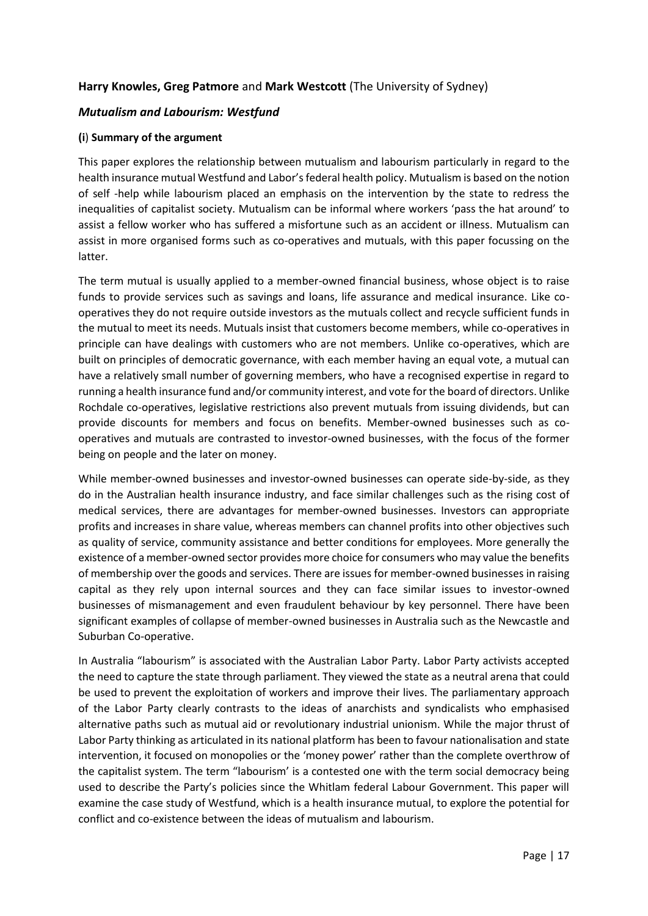**Harry Knowles, Greg Patmore** and **Mark Westcott** (The University of Sydney)

### *Mutualism and Labourism: Westfund*

**(i) Summary of the argument**

This paper explores the relationship between mutualism and labourism particularly in regard to the health insurance mutual Westfund and Labor's federal health policy. Mutualism is based on the notion of self -help while labourism placed an emphasis on the intervention by the state to redress the inequalities of capitalist society. Mutualism can be informal where workers 'pass the hat around' to assist a fellow worker who has suffered a misfortune such as an accident or illness. Mutualism can assist in more organised forms such as co-operatives and mutuals, with this paper focussing on the latter.

The term mutual is usually applied to a member-owned financial business, whose object is to raise funds to provide services such as savings and loans, life assurance and medical insurance. Like co-operatives they do not require outside investors as the mutuals collect and recycle sufficient funds in the mutual to meet its needs. Mutuals insist that customers become members, while co-operatives in principle can have dealings with customers who are not members. Unlike co-operatives, which are built on principles of democratic governance, with each member having an equal vote, a mutual can have a relatively small number of governing members, who have a recognised expertise in regard to running a health insurance fund and/or community interest, and vote for the board of directors. Unlike Rochdale co-operatives, legislative restrictions also prevent mutuals from issuing dividends, but can provide discounts for members and focus on benefits. Member-owned businesses such as co-operatives and mutuals are contrasted to investor-owned businesses, with the focus of the former being on people and the later on money.

While member-owned businesses and investor-owned businesses can operate side-by-side, as they do in the Australian health insurance industry, and face similar challenges such as the rising cost of medical services, there are advantages for member-owned businesses. Investors can appropriate profits and increases in share value, whereas members can channel profits into other objectives such as quality of service, community assistance and better conditions for employees. More generally the existence of a member-owned sector provides more choice for consumers who may value the benefits of membership over the goods and services. There are issues for member-owned businesses in raising capital as they rely upon internal sources and they can face similar issues to investor-owned businesses of mismanagement and even fraudulent behaviour by key personnel. There have been significant examples of collapse of member-owned businesses in Australia such as the Newcastle and Suburban Co-operative.

In Australia "labourism" is associated with the Australian Labor Party. Labor Party activists accepted the need to capture the state through parliament. They viewed the state as a neutral arena that could be used to prevent the exploitation of workers and improve their lives. The parliamentary approach of the Labor Party clearly contrasts to the ideas of anarchists and syndicalists who emphasised alternative paths such as mutual aid or revolutionary industrial unionism. While the major thrust of Labor Party thinking as articulated in its national platform has been to favour nationalisation and state intervention, it focused on monopolies or the 'money power' rather than the complete overthrow of the capitalist system. The term "labourism' is a contested one with the term social democracy being used to describe the Party's policies since the Whitlam federal Labour Government. This paper will examine the case study of Westfund, which is a health insurance mutual, to explore the potential for conflict and co-existence between the ideas of mutualism and labourism.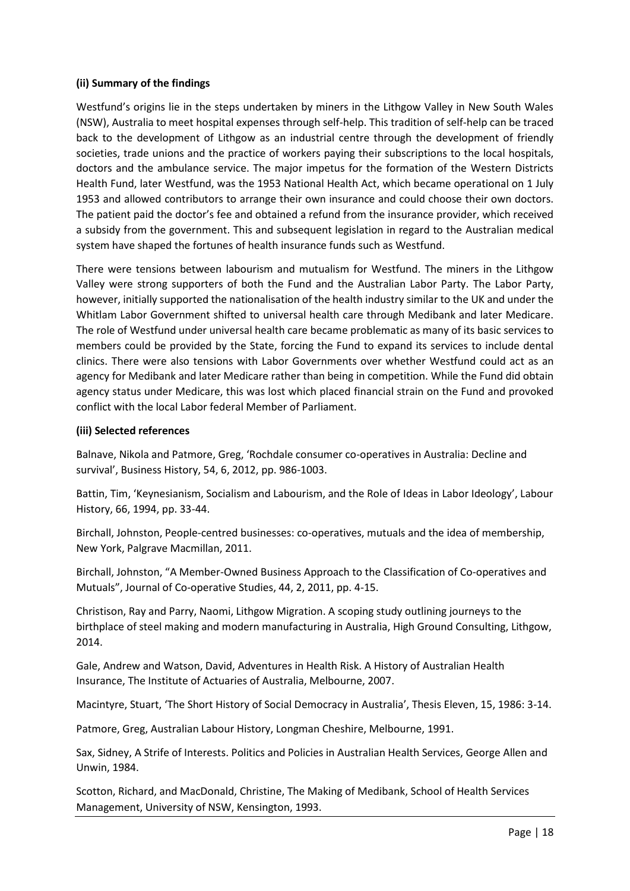### (ii) Summary of the findings

Westfund's origins lie in the steps undertaken by miners in the Lithgow Valley in New South Wales (NSW), Australia to meet hospital expenses through self-help. This tradition of self-help can be traced back to the development of Lithgow as an industrial centre through the development of friendly societies, trade unions and the practice of workers paying their subscriptions to the local hospitals, doctors and the ambulance service. The major impetus for the formation of the Western Districts Health Fund, later Westfund, was the 1953 National Health Act, which became operational on 1 July 1953 and allowed contributors to arrange their own insurance and could choose their own doctors. The patient paid the doctor's fee and obtained a refund from the insurance provider, which received a subsidy from the government. This and subsequent legislation in regard to the Australian medical system have shaped the fortunes of health insurance funds such as Westfund.

There were tensions between labourism and mutualism for Westfund. The miners in the Lithgow Valley were strong supporters of both the Fund and the Australian Labor Party. The Labor Party, however, initially supported the nationalisation of the health industry similar to the UK and under the Whitlam Labor Government shifted to universal health care through Medibank and later Medicare. The role of Westfund under universal health care became problematic as many of its basic services to members could be provided by the State, forcing the Fund to expand its services to include dental clinics. There were also tensions with Labor Governments over whether Westfund could act as an agency for Medibank and later Medicare rather than being in competition. While the Fund did obtain agency status under Medicare, this was lost which placed financial strain on the Fund and provoked conflict with the local Labor federal Member of Parliament.

### (iii) Selected references

Balnave, Nikola and Patmore, Greg, 'Rochdale consumer co-operatives in Australia: Decline and survival', Business History, 54, 6, 2012, pp. 986-1003.

Battin, Tim, 'Keynesianism, Socialism and Labourism, and the Role of Ideas in Labor Ideology', Labour History, 66, 1994, pp. 33-44.

Birchall, Johnston, People-centred businesses: co-operatives, mutuals and the idea of membership, New York, Palgrave Macmillan, 2011.

Birchall, Johnston, "A Member-Owned Business Approach to the Classification of Co-operatives and Mutuals", Journal of Co-operative Studies, 44, 2, 2011, pp. 4-15.

Christison, Ray and Parry, Naomi, Lithgow Migration. A scoping study outlining journeys to the birthplace of steel making and modern manufacturing in Australia, High Ground Consulting, Lithgow, 2014.

Gale, Andrew and Watson, David, Adventures in Health Risk. A History of Australian Health Insurance, The Institute of Actuaries of Australia, Melbourne, 2007.

Macintyre, Stuart, 'The Short History of Social Democracy in Australia', Thesis Eleven, 15, 1986: 3-14.

Patmore, Greg, Australian Labour History, Longman Cheshire, Melbourne, 1991.

Sax, Sidney, A Strife of Interests. Politics and Policies in Australian Health Services, George Allen and Unwin, 1984.

Scotton, Richard, and MacDonald, Christine, The Making of Medibank, School of Health Services Management, University of NSW, Kensington, 1993.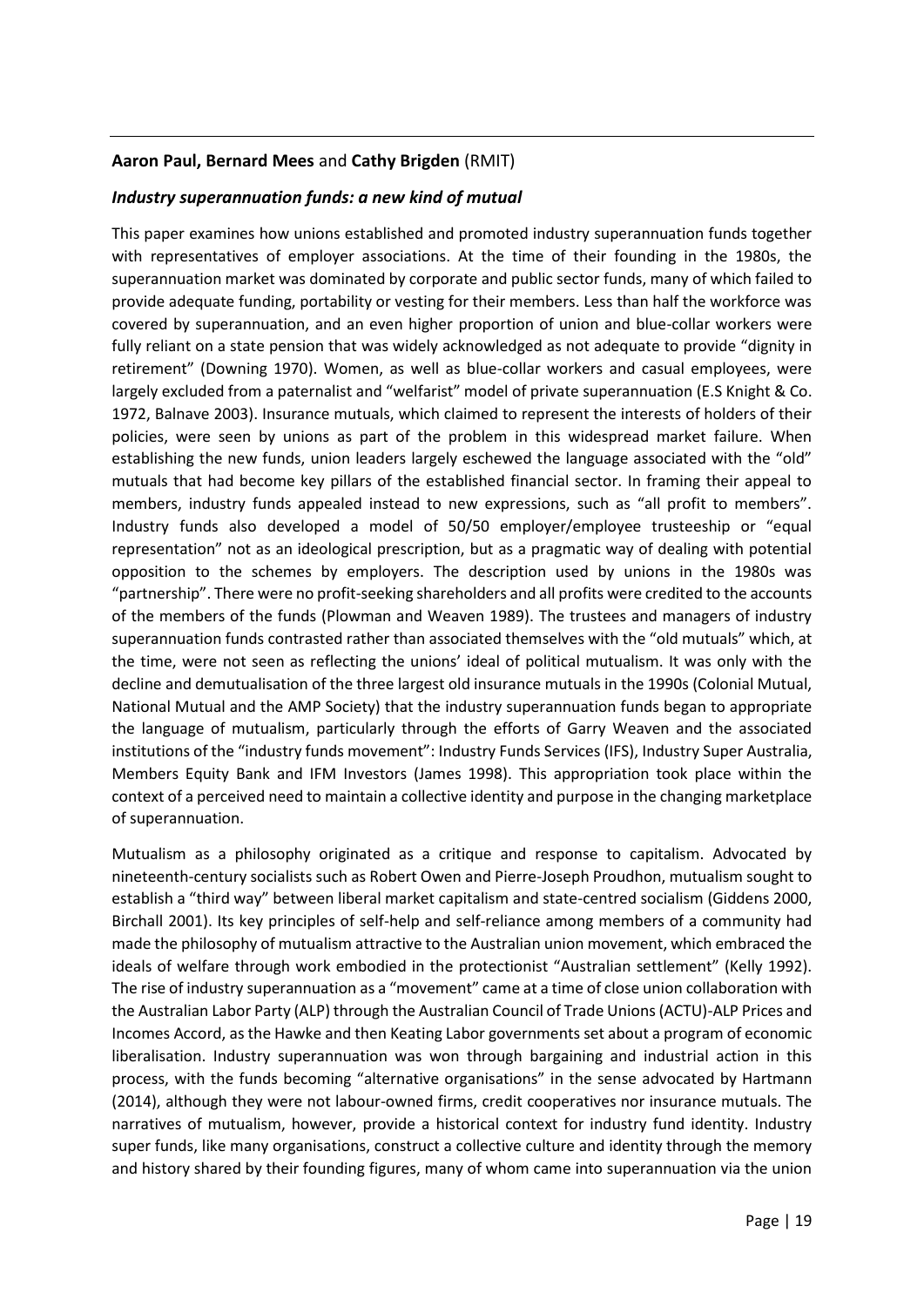**Aaron Paul, Bernard Mees** and **Cathy Brigden** (RMIT)

***Industry superannuation funds: a new kind of mutual***

This paper examines how unions established and promoted industry superannuation funds together with representatives of employer associations. At the time of their founding in the 1980s, the superannuation market was dominated by corporate and public sector funds, many of which failed to provide adequate funding, portability or vesting for their members. Less than half the workforce was covered by superannuation, and an even higher proportion of union and blue-collar workers were fully reliant on a state pension that was widely acknowledged as not adequate to provide "dignity in retirement" (Downing 1970). Women, as well as blue-collar workers and casual employees, were largely excluded from a paternalist and "welfarist" model of private superannuation (E.S Knight & Co. 1972, Balnave 2003). Insurance mutuals, which claimed to represent the interests of holders of their policies, were seen by unions as part of the problem in this widespread market failure. When establishing the new funds, union leaders largely eschewed the language associated with the "old" mutuals that had become key pillars of the established financial sector. In framing their appeal to members, industry funds appealed instead to new expressions, such as "all profit to members". Industry funds also developed a model of 50/50 employer/employee trusteeship or "equal representation" not as an ideological prescription, but as a pragmatic way of dealing with potential opposition to the schemes by employers. The description used by unions in the 1980s was "partnership". There were no profit-seeking shareholders and all profits were credited to the accounts of the members of the funds (Plowman and Weaven 1989). The trustees and managers of industry superannuation funds contrasted rather than associated themselves with the "old mutuals" which, at the time, were not seen as reflecting the unions' ideal of political mutualism. It was only with the decline and demutualisation of the three largest old insurance mutuals in the 1990s (Colonial Mutual, National Mutual and the AMP Society) that the industry superannuation funds began to appropriate the language of mutualism, particularly through the efforts of Garry Weaven and the associated institutions of the "industry funds movement": Industry Funds Services (IFS), Industry Super Australia, Members Equity Bank and IFM Investors (James 1998). This appropriation took place within the context of a perceived need to maintain a collective identity and purpose in the changing marketplace of superannuation.

Mutualism as a philosophy originated as a critique and response to capitalism. Advocated by nineteenth-century socialists such as Robert Owen and Pierre-Joseph Proudhon, mutualism sought to establish a "third way" between liberal market capitalism and state-centred socialism (Giddens 2000, Birchall 2001). Its key principles of self-help and self-reliance among members of a community had made the philosophy of mutualism attractive to the Australian union movement, which embraced the ideals of welfare through work embodied in the protectionist "Australian settlement" (Kelly 1992). The rise of industry superannuation as a "movement" came at a time of close union collaboration with the Australian Labor Party (ALP) through the Australian Council of Trade Unions (ACTU)-ALP Prices and Incomes Accord, as the Hawke and then Keating Labor governments set about a program of economic liberalisation. Industry superannuation was won through bargaining and industrial action in this process, with the funds becoming "alternative organisations" in the sense advocated by Hartmann (2014), although they were not labour-owned firms, credit cooperatives nor insurance mutuals. The narratives of mutualism, however, provide a historical context for industry fund identity. Industry super funds, like many organisations, construct a collective culture and identity through the memory and history shared by their founding figures, many of whom came into superannuation via the union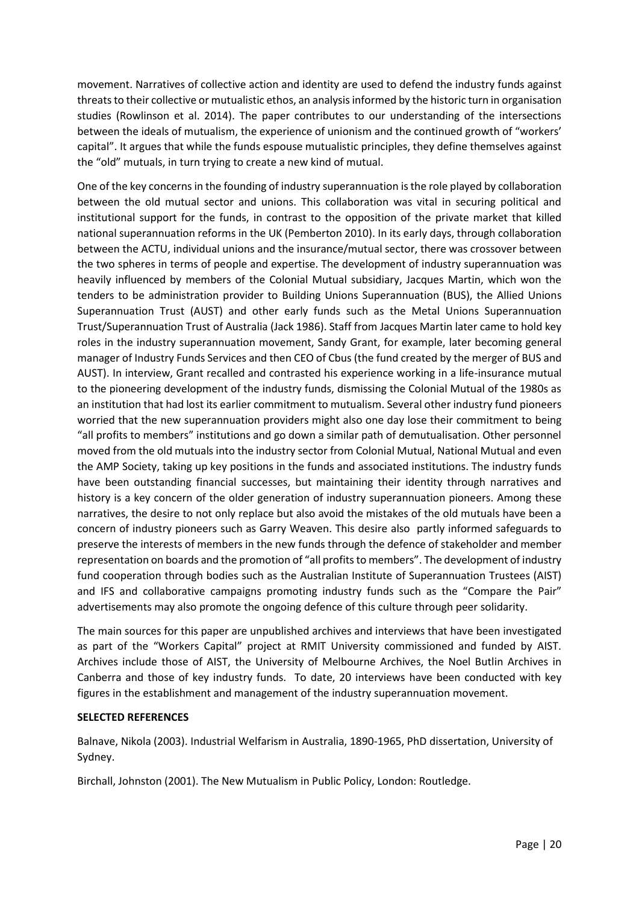movement. Narratives of collective action and identity are used to defend the industry funds against threats to their collective or mutualistic ethos, an analysis informed by the historic turn in organisation studies (Rowlinson et al. 2014). The paper contributes to our understanding of the intersections between the ideals of mutualism, the experience of unionism and the continued growth of "workers' capital". It argues that while the funds espouse mutualistic principles, they define themselves against the "old" mutuals, in turn trying to create a new kind of mutual.

One of the key concerns in the founding of industry superannuation is the role played by collaboration between the old mutual sector and unions. This collaboration was vital in securing political and institutional support for the funds, in contrast to the opposition of the private market that killed national superannuation reforms in the UK (Pemberton 2010). In its early days, through collaboration between the ACTU, individual unions and the insurance/mutual sector, there was crossover between the two spheres in terms of people and expertise. The development of industry superannuation was heavily influenced by members of the Colonial Mutual subsidiary, Jacques Martin, which won the tenders to be administration provider to Building Unions Superannuation (BUS), the Allied Unions Superannuation Trust (AUST) and other early funds such as the Metal Unions Superannuation Trust/Superannuation Trust of Australia (Jack 1986). Staff from Jacques Martin later came to hold key roles in the industry superannuation movement, Sandy Grant, for example, later becoming general manager of Industry Funds Services and then CEO of Cbus (the fund created by the merger of BUS and AUST). In interview, Grant recalled and contrasted his experience working in a life-insurance mutual to the pioneering development of the industry funds, dismissing the Colonial Mutual of the 1980s as an institution that had lost its earlier commitment to mutualism. Several other industry fund pioneers worried that the new superannuation providers might also one day lose their commitment to being "all profits to members" institutions and go down a similar path of demutualisation. Other personnel moved from the old mutuals into the industry sector from Colonial Mutual, National Mutual and even the AMP Society, taking up key positions in the funds and associated institutions. The industry funds have been outstanding financial successes, but maintaining their identity through narratives and history is a key concern of the older generation of industry superannuation pioneers. Among these narratives, the desire to not only replace but also avoid the mistakes of the old mutuals have been a concern of industry pioneers such as Garry Weaven. This desire also partly informed safeguards to preserve the interests of members in the new funds through the defence of stakeholder and member representation on boards and the promotion of "all profits to members". The development of industry fund cooperation through bodies such as the Australian Institute of Superannuation Trustees (AIST) and IFS and collaborative campaigns promoting industry funds such as the "Compare the Pair" advertisements may also promote the ongoing defence of this culture through peer solidarity.

The main sources for this paper are unpublished archives and interviews that have been investigated as part of the "Workers Capital" project at RMIT University commissioned and funded by AIST. Archives include those of AIST, the University of Melbourne Archives, the Noel Butlin Archives in Canberra and those of key industry funds. To date, 20 interviews have been conducted with key figures in the establishment and management of the industry superannuation movement.

**SELECTED REFERENCES**

Balnave, Nikola (2003). Industrial Welfarism in Australia, 1890-1965, PhD dissertation, University of Sydney.

Birchall, Johnston (2001). The New Mutualism in Public Policy, London: Routledge.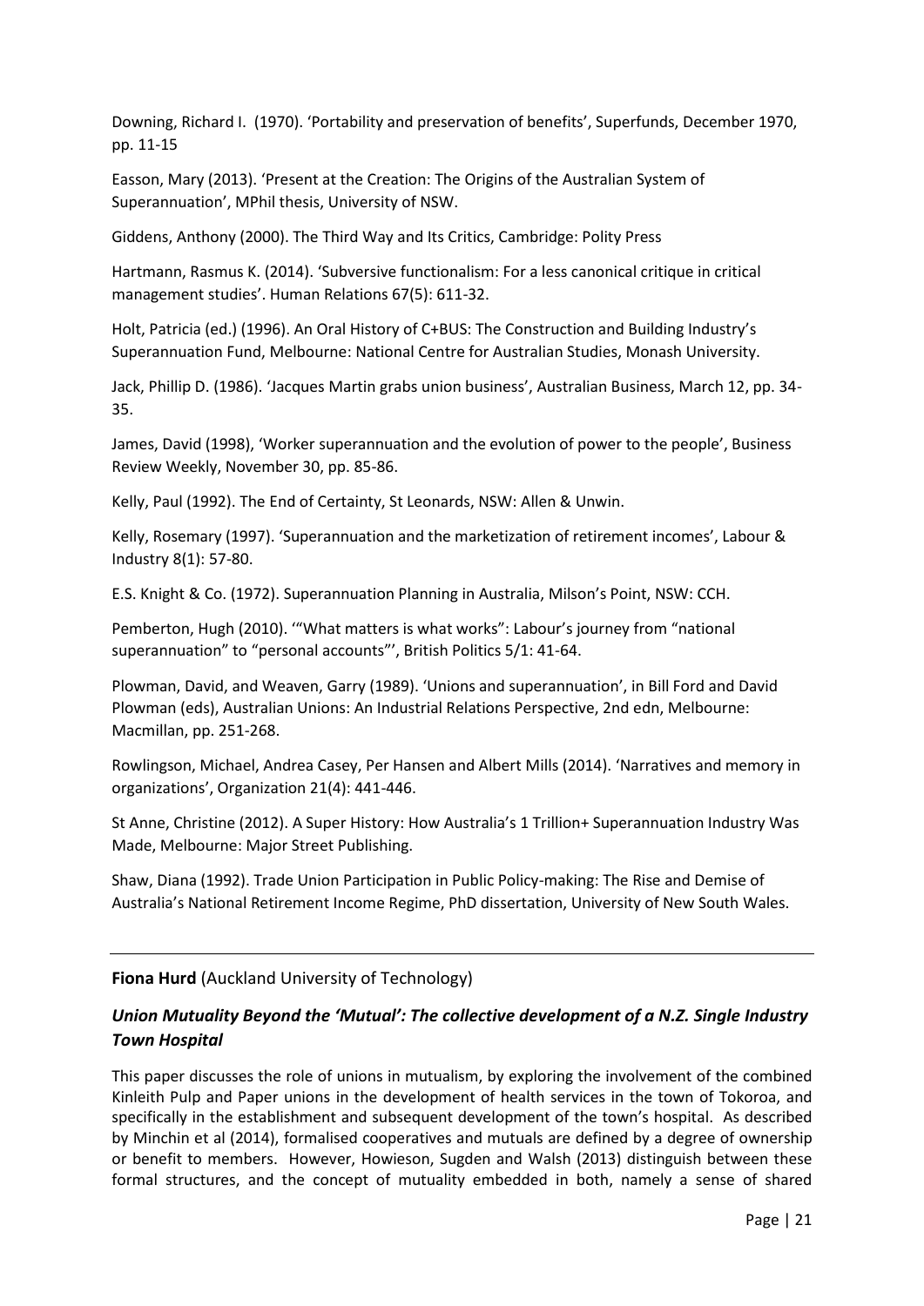Downing, Richard I. (1970). 'Portability and preservation of benefits', Superfunds, December 1970, pp. 11-15

Easson, Mary (2013). 'Present at the Creation: The Origins of the Australian System of Superannuation', MPhil thesis, University of NSW.

Giddens, Anthony (2000). The Third Way and Its Critics, Cambridge: Polity Press

Hartmann, Rasmus K. (2014). 'Subversive functionalism: For a less canonical critique in critical management studies'. Human Relations 67(5): 611-32.

Holt, Patricia (ed.) (1996). An Oral History of C+BUS: The Construction and Building Industry's Superannuation Fund, Melbourne: National Centre for Australian Studies, Monash University.

Jack, Phillip D. (1986). 'Jacques Martin grabs union business', Australian Business, March 12, pp. 34-35.

James, David (1998), 'Worker superannuation and the evolution of power to the people', Business Review Weekly, November 30, pp. 85-86.

Kelly, Paul (1992). The End of Certainty, St Leonards, NSW: Allen & Unwin.

Kelly, Rosemary (1997). 'Superannuation and the marketization of retirement incomes', Labour & Industry 8(1): 57-80.

E.S. Knight & Co. (1972). Superannuation Planning in Australia, Milson's Point, NSW: CCH.

Pemberton, Hugh (2010). '"What matters is what works": Labour's journey from "national superannuation" to "personal accounts"', British Politics 5/1: 41-64.

Plowman, David, and Weaven, Garry (1989). 'Unions and superannuation', in Bill Ford and David Plowman (eds), Australian Unions: An Industrial Relations Perspective, 2nd edn, Melbourne: Macmillan, pp. 251-268.

Rowlingson, Michael, Andrea Casey, Per Hansen and Albert Mills (2014). 'Narratives and memory in organizations', Organization 21(4): 441-446.

St Anne, Christine (2012). A Super History: How Australia's 1 Trillion+ Superannuation Industry Was Made, Melbourne: Major Street Publishing.

Shaw, Diana (1992). Trade Union Participation in Public Policy-making: The Rise and Demise of Australia's National Retirement Income Regime, PhD dissertation, University of New South Wales.

---

**Fiona Hurd** (Auckland University of Technology)

### *Union Mutuality Beyond the 'Mutual': The collective development of a N.Z. Single Industry Town Hospital*

This paper discusses the role of unions in mutualism, by exploring the involvement of the combined Kinleith Pulp and Paper unions in the development of health services in the town of Tokoroa, and specifically in the establishment and subsequent development of the town's hospital. As described by Minchin et al (2014), formalised cooperatives and mutuals are defined by a degree of ownership or benefit to members. However, Howieson, Sugden and Walsh (2013) distinguish between these formal structures, and the concept of mutuality embedded in both, namely a sense of shared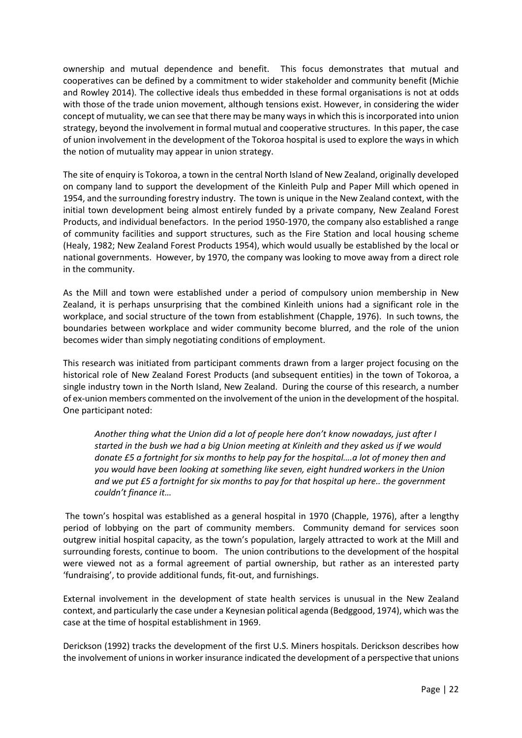ownership and mutual dependence and benefit. This focus demonstrates that mutual and cooperatives can be defined by a commitment to wider stakeholder and community benefit (Michie and Rowley 2014). The collective ideals thus embedded in these formal organisations is not at odds with those of the trade union movement, although tensions exist. However, in considering the wider concept of mutuality, we can see that there may be many ways in which this is incorporated into union strategy, beyond the involvement in formal mutual and cooperative structures. In this paper, the case of union involvement in the development of the Tokoroa hospital is used to explore the ways in which the notion of mutuality may appear in union strategy.

The site of enquiry is Tokoroa, a town in the central North Island of New Zealand, originally developed on company land to support the development of the Kinleith Pulp and Paper Mill which opened in 1954, and the surrounding forestry industry. The town is unique in the New Zealand context, with the initial town development being almost entirely funded by a private company, New Zealand Forest Products, and individual benefactors. In the period 1950-1970, the company also established a range of community facilities and support structures, such as the Fire Station and local housing scheme (Healy, 1982; New Zealand Forest Products 1954), which would usually be established by the local or national governments. However, by 1970, the company was looking to move away from a direct role in the community.

As the Mill and town were established under a period of compulsory union membership in New Zealand, it is perhaps unsurprising that the combined Kinleith unions had a significant role in the workplace, and social structure of the town from establishment (Chapple, 1976). In such towns, the boundaries between workplace and wider community become blurred, and the role of the union becomes wider than simply negotiating conditions of employment.

This research was initiated from participant comments drawn from a larger project focusing on the historical role of New Zealand Forest Products (and subsequent entities) in the town of Tokoroa, a single industry town in the North Island, New Zealand. During the course of this research, a number of ex-union members commented on the involvement of the union in the development of the hospital. One participant noted:

> *Another thing what the Union did a lot of people here don't know nowadays, just after I started in the bush we had a big Union meeting at Kinleith and they asked us if we would donate £5 a fortnight for six months to help pay for the hospital….a lot of money then and you would have been looking at something like seven, eight hundred workers in the Union and we put £5 a fortnight for six months to pay for that hospital up here.. the government couldn't finance it…*

The town's hospital was established as a general hospital in 1970 (Chapple, 1976), after a lengthy period of lobbying on the part of community members. Community demand for services soon outgrew initial hospital capacity, as the town's population, largely attracted to work at the Mill and surrounding forests, continue to boom. The union contributions to the development of the hospital were viewed not as a formal agreement of partial ownership, but rather as an interested party 'fundraising', to provide additional funds, fit-out, and furnishings.

External involvement in the development of state health services is unusual in the New Zealand context, and particularly the case under a Keynesian political agenda (Bedggood, 1974), which was the case at the time of hospital establishment in 1969.

Derickson (1992) tracks the development of the first U.S. Miners hospitals. Derickson describes how the involvement of unions in worker insurance indicated the development of a perspective that unions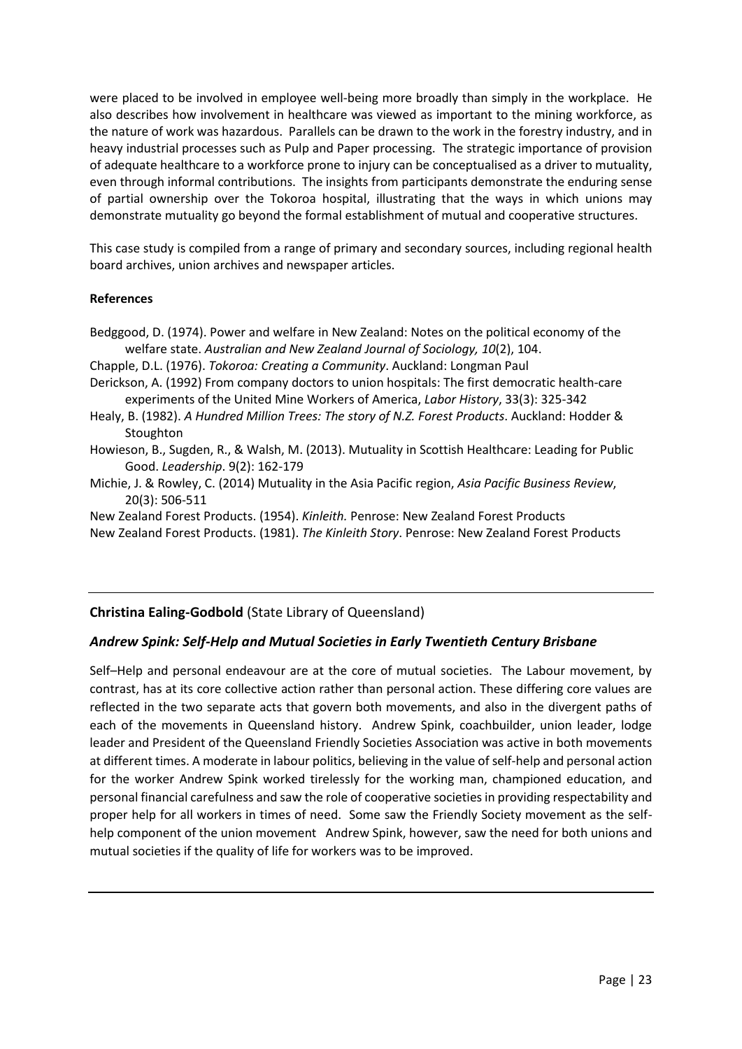were placed to be involved in employee well-being more broadly than simply in the workplace. He also describes how involvement in healthcare was viewed as important to the mining workforce, as the nature of work was hazardous. Parallels can be drawn to the work in the forestry industry, and in heavy industrial processes such as Pulp and Paper processing. The strategic importance of provision of adequate healthcare to a workforce prone to injury can be conceptualised as a driver to mutuality, even through informal contributions. The insights from participants demonstrate the enduring sense of partial ownership over the Tokoroa hospital, illustrating that the ways in which unions may demonstrate mutuality go beyond the formal establishment of mutual and cooperative structures.

This case study is compiled from a range of primary and secondary sources, including regional health board archives, union archives and newspaper articles.

**References**

Beggood, D. (1974). Power and welfare in New Zealand: Notes on the political economy of the welfare state. *Australian and New Zealand Journal of Sociology, 10*(2), 104.

Chapple, D.L. (1976). *Tokoroa: Creating a Community*. Auckland: Longman Paul

Derickson, A. (1992) From company doctors to union hospitals: The first democratic health-care experiments of the United Mine Workers of America, *Labor History*, 33(3): 325-342

Healy, B. (1982). *A Hundred Million Trees: The story of N.Z. Forest Products*. Auckland: Hodder & Stoughton

Howieson, B., Sugden, R., & Walsh, M. (2013). Mutuality in Scottish Healthcare: Leading for Public Good. *Leadership*. 9(2): 162-179

Michie, J. & Rowley, C. (2014) Mutuality in the Asia Pacific region, *Asia Pacific Business Review*, 20(3): 506-511

New Zealand Forest Products. (1954). *Kinleith.* Penrose: New Zealand Forest Products

New Zealand Forest Products. (1981). *The Kinleith Story*. Penrose: New Zealand Forest Products

---

**Christina Ealing-Godbold** (State Library of Queensland)

***Andrew Spink: Self-Help and Mutual Societies in Early Twentieth Century Brisbane***

Self–Help and personal endeavour are at the core of mutual societies. The Labour movement, by contrast, has at its core collective action rather than personal action. These differing core values are reflected in the two separate acts that govern both movements, and also in the divergent paths of each of the movements in Queensland history. Andrew Spink, coachbuilder, union leader, lodge leader and President of the Queensland Friendly Societies Association was active in both movements at different times. A moderate in labour politics, believing in the value of self-help and personal action for the worker Andrew Spink worked tirelessly for the working man, championed education, and personal financial carefulness and saw the role of cooperative societies in providing respectability and proper help for all workers in times of need. Some saw the Friendly Society movement as the self-help component of the union movement Andrew Spink, however, saw the need for both unions and mutual societies if the quality of life for workers was to be improved.

---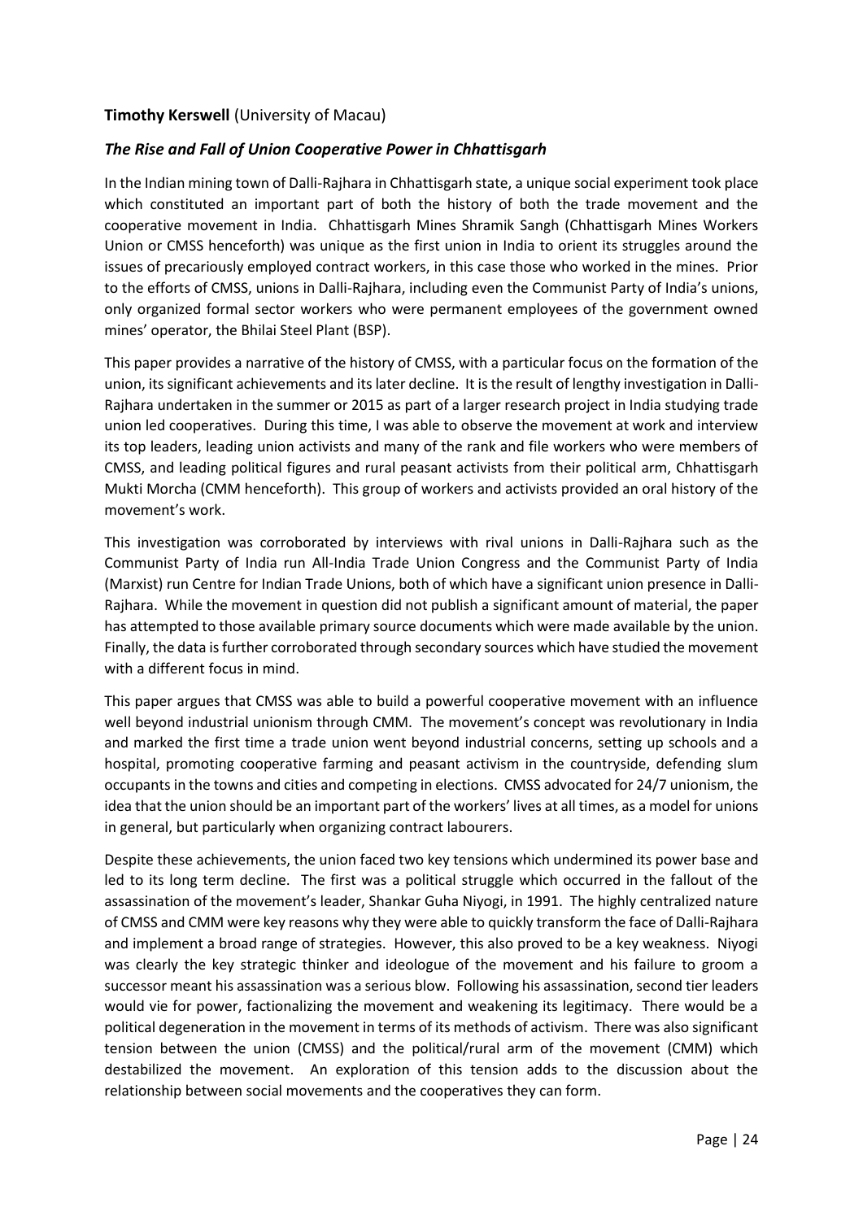**Timothy Kerswell** (University of Macau)

***The Rise and Fall of Union Cooperative Power in Chhattisgarh***

In the Indian mining town of Dalli-Rajhara in Chhattisgarh state, a unique social experiment took place which constituted an important part of both the history of both the trade movement and the cooperative movement in India. Chhattisgarh Mines Shramik Sangh (Chhattisgarh Mines Workers Union or CMSS henceforth) was unique as the first union in India to orient its struggles around the issues of precariously employed contract workers, in this case those who worked in the mines. Prior to the efforts of CMSS, unions in Dalli-Rajhara, including even the Communist Party of India's unions, only organized formal sector workers who were permanent employees of the government owned mines' operator, the Bhilai Steel Plant (BSP).

This paper provides a narrative of the history of CMSS, with a particular focus on the formation of the union, its significant achievements and its later decline. It is the result of lengthy investigation in Dalli-Rajhara undertaken in the summer or 2015 as part of a larger research project in India studying trade union led cooperatives. During this time, I was able to observe the movement at work and interview its top leaders, leading union activists and many of the rank and file workers who were members of CMSS, and leading political figures and rural peasant activists from their political arm, Chhattisgarh Mukti Morcha (CMM henceforth). This group of workers and activists provided an oral history of the movement's work.

This investigation was corroborated by interviews with rival unions in Dalli-Rajhara such as the Communist Party of India run All-India Trade Union Congress and the Communist Party of India (Marxist) run Centre for Indian Trade Unions, both of which have a significant union presence in Dalli-Rajhara. While the movement in question did not publish a significant amount of material, the paper has attempted to those available primary source documents which were made available by the union. Finally, the data is further corroborated through secondary sources which have studied the movement with a different focus in mind.

This paper argues that CMSS was able to build a powerful cooperative movement with an influence well beyond industrial unionism through CMM. The movement's concept was revolutionary in India and marked the first time a trade union went beyond industrial concerns, setting up schools and a hospital, promoting cooperative farming and peasant activism in the countryside, defending slum occupants in the towns and cities and competing in elections. CMSS advocated for 24/7 unionism, the idea that the union should be an important part of the workers' lives at all times, as a model for unions in general, but particularly when organizing contract labourers.

Despite these achievements, the union faced two key tensions which undermined its power base and led to its long term decline. The first was a political struggle which occurred in the fallout of the assassination of the movement's leader, Shankar Guha Niyogi, in 1991. The highly centralized nature of CMSS and CMM were key reasons why they were able to quickly transform the face of Dalli-Rajhara and implement a broad range of strategies. However, this also proved to be a key weakness. Niyogi was clearly the key strategic thinker and ideologue of the movement and his failure to groom a successor meant his assassination was a serious blow. Following his assassination, second tier leaders would vie for power, factionalizing the movement and weakening its legitimacy. There would be a political degeneration in the movement in terms of its methods of activism. There was also significant tension between the union (CMSS) and the political/rural arm of the movement (CMM) which destabilized the movement. An exploration of this tension adds to the discussion about the relationship between social movements and the cooperatives they can form.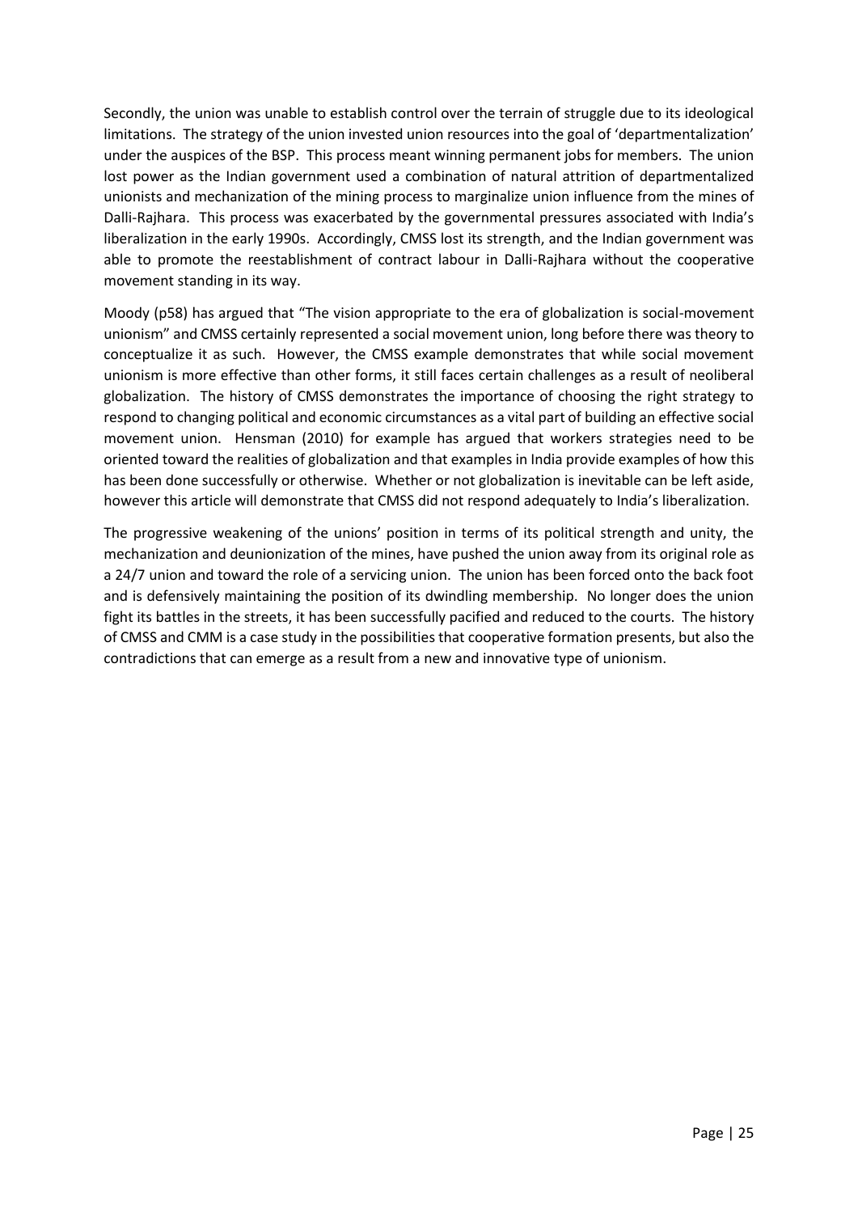Secondly, the union was unable to establish control over the terrain of struggle due to its ideological limitations. The strategy of the union invested union resources into the goal of 'departmentalization' under the auspices of the BSP. This process meant winning permanent jobs for members. The union lost power as the Indian government used a combination of natural attrition of departmentalized unionists and mechanization of the mining process to marginalize union influence from the mines of Dalli-Rajhara. This process was exacerbated by the governmental pressures associated with India's liberalization in the early 1990s. Accordingly, CMSS lost its strength, and the Indian government was able to promote the reestablishment of contract labour in Dalli-Rajhara without the cooperative movement standing in its way.

Moody (p58) has argued that "The vision appropriate to the era of globalization is social-movement unionism" and CMSS certainly represented a social movement union, long before there was theory to conceptualize it as such. However, the CMSS example demonstrates that while social movement unionism is more effective than other forms, it still faces certain challenges as a result of neoliberal globalization. The history of CMSS demonstrates the importance of choosing the right strategy to respond to changing political and economic circumstances as a vital part of building an effective social movement union. Hensman (2010) for example has argued that workers strategies need to be oriented toward the realities of globalization and that examples in India provide examples of how this has been done successfully or otherwise. Whether or not globalization is inevitable can be left aside, however this article will demonstrate that CMSS did not respond adequately to India's liberalization.

The progressive weakening of the unions' position in terms of its political strength and unity, the mechanization and deunionization of the mines, have pushed the union away from its original role as a 24/7 union and toward the role of a servicing union. The union has been forced onto the back foot and is defensively maintaining the position of its dwindling membership. No longer does the union fight its battles in the streets, it has been successfully pacified and reduced to the courts. The history of CMSS and CMM is a case study in the possibilities that cooperative formation presents, but also the contradictions that can emerge as a result from a new and innovative type of unionism.